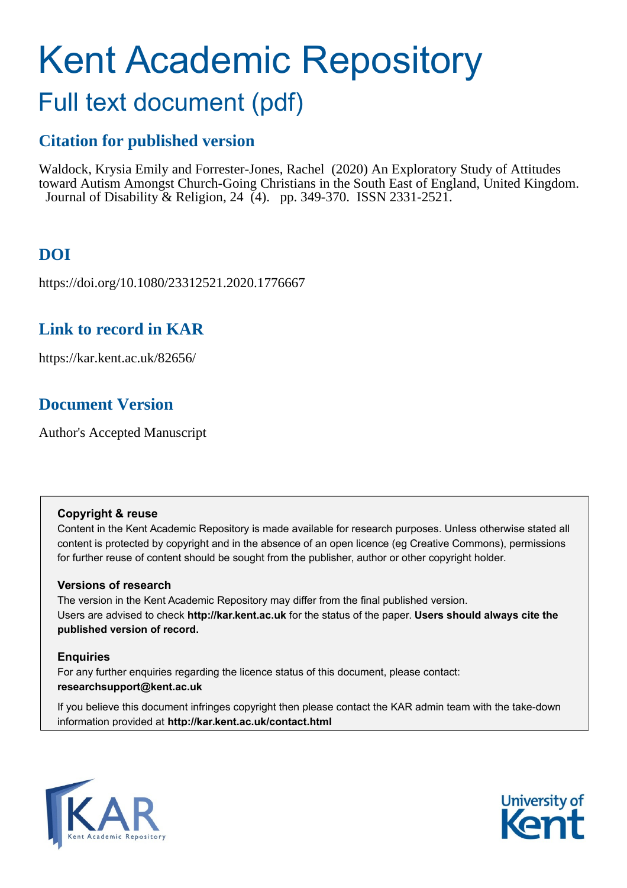# Kent Academic Repository

## Full text document (pdf)

### Citation for published version

Waldock, Krysia Emily and Forrester-Jones, Rachel (2020) An Exploratory Study of Attitudes toward Autism Amongst Church-Going Christians in the South East of England, United Kingdom. Journal of Disability & Religion, 24 (4). pp. 349-370. ISSN 2331-2521.

### DOI

https://doi.org/10.1080/23312521.2020.1776667

### Link to record in KAR

https://kar.kent.ac.uk/82656/

### Document Version

Author's Accepted Manuscript

**Copyright & reuse**

Content in the Kent Academic Repository is made available for research purposes. Unless otherwise stated all content is protected by copyright and in the absence of an open licence (eg Creative Commons), permissions for further reuse of content should be sought from the publisher, author or other copyright holder.

**Versions of research**

The version in the Kent Academic Repository may differ from the final published version. Users are advised to check **http://kar.kent.ac.uk** for the status of the paper. **Users should always cite the published version of record.**

**Enquiries**

For any further enquiries regarding the licence status of this document, please contact: **researchsupport@kent.ac.uk**

If you believe this document infringes copyright then please contact the KAR admin team with the take-down information provided at **http://kar.kent.ac.uk/contact.html**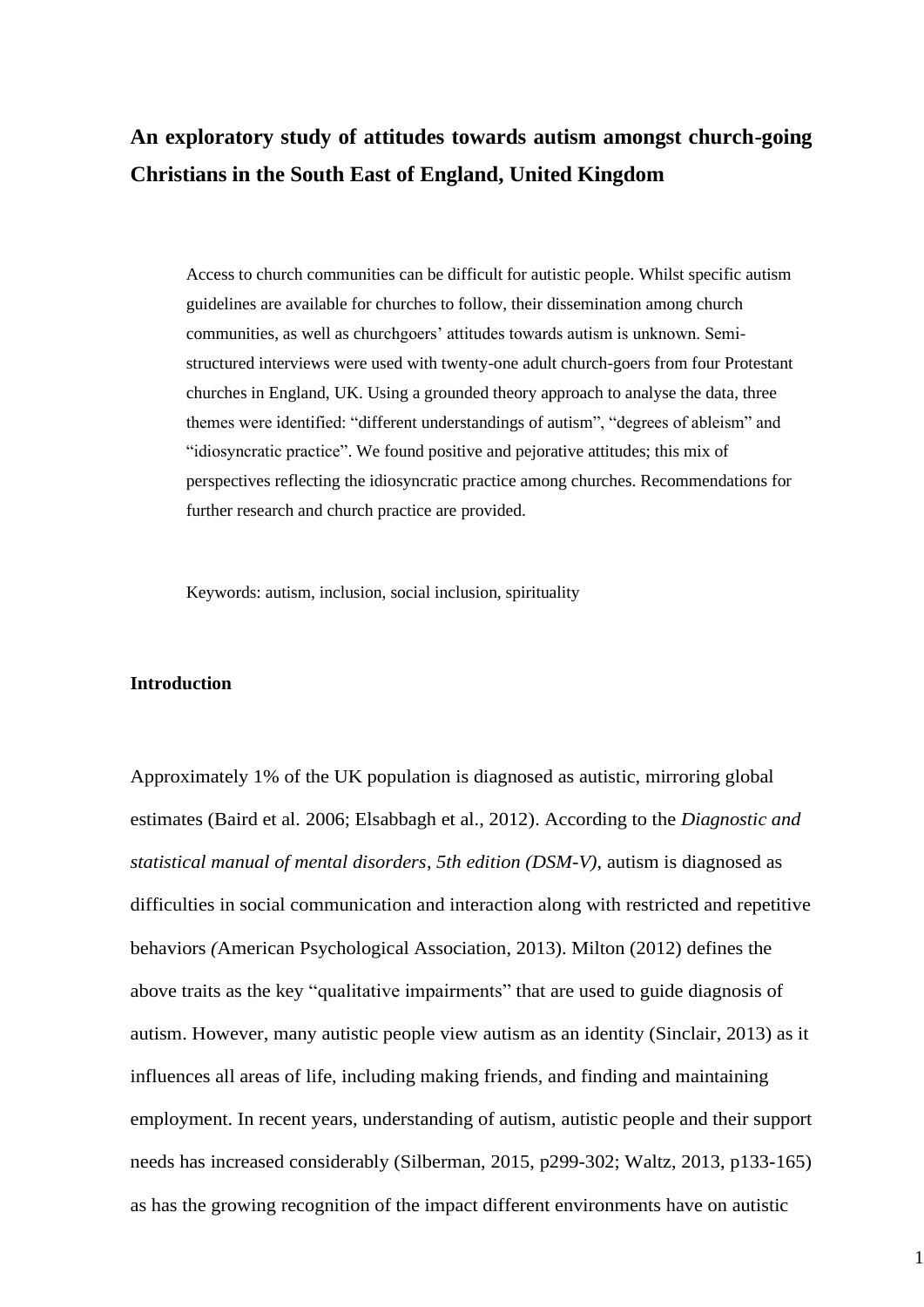# An exploratory study of attitudes towards autism amongst church-going Christians in the South East of England, United Kingdom

Access to church communities can be difficult for autistic people. Whilst specific autism guidelines are available for churches to follow, their dissemination among church communities, as well as churchgoers' attitudes towards autism is unknown. Semi-structured interviews were used with twenty-one adult church-goers from four Protestant churches in England, UK. Using a grounded theory approach to analyse the data, three themes were identified: "different understandings of autism", "degrees of ableism" and "idiosyncratic practice". We found positive and pejorative attitudes; this mix of perspectives reflecting the idiosyncratic practice among churches. Recommendations for further research and church practice are provided.

Keywords: autism, inclusion, social inclusion, spirituality

## Introduction

Approximately 1% of the UK population is diagnosed as autistic, mirroring global estimates (Baird et al. 2006; Elsabbagh et al., 2012). According to the *Diagnostic and statistical manual of mental disorders*, *5th edition (DSM-V)*, autism is diagnosed as difficulties in social communication and interaction along with restricted and repetitive behaviors *(*American Psychological Association, 2013). Milton (2012) defines the above traits as the key "qualitative impairments" that are used to guide diagnosis of autism. However, many autistic people view autism as an identity (Sinclair, 2013) as it influences all areas of life, including making friends, and finding and maintaining employment. In recent years, understanding of autism, autistic people and their support needs has increased considerably (Silberman, 2015, p299-302; Waltz, 2013, p133-165) as has the growing recognition of the impact different environments have on autistic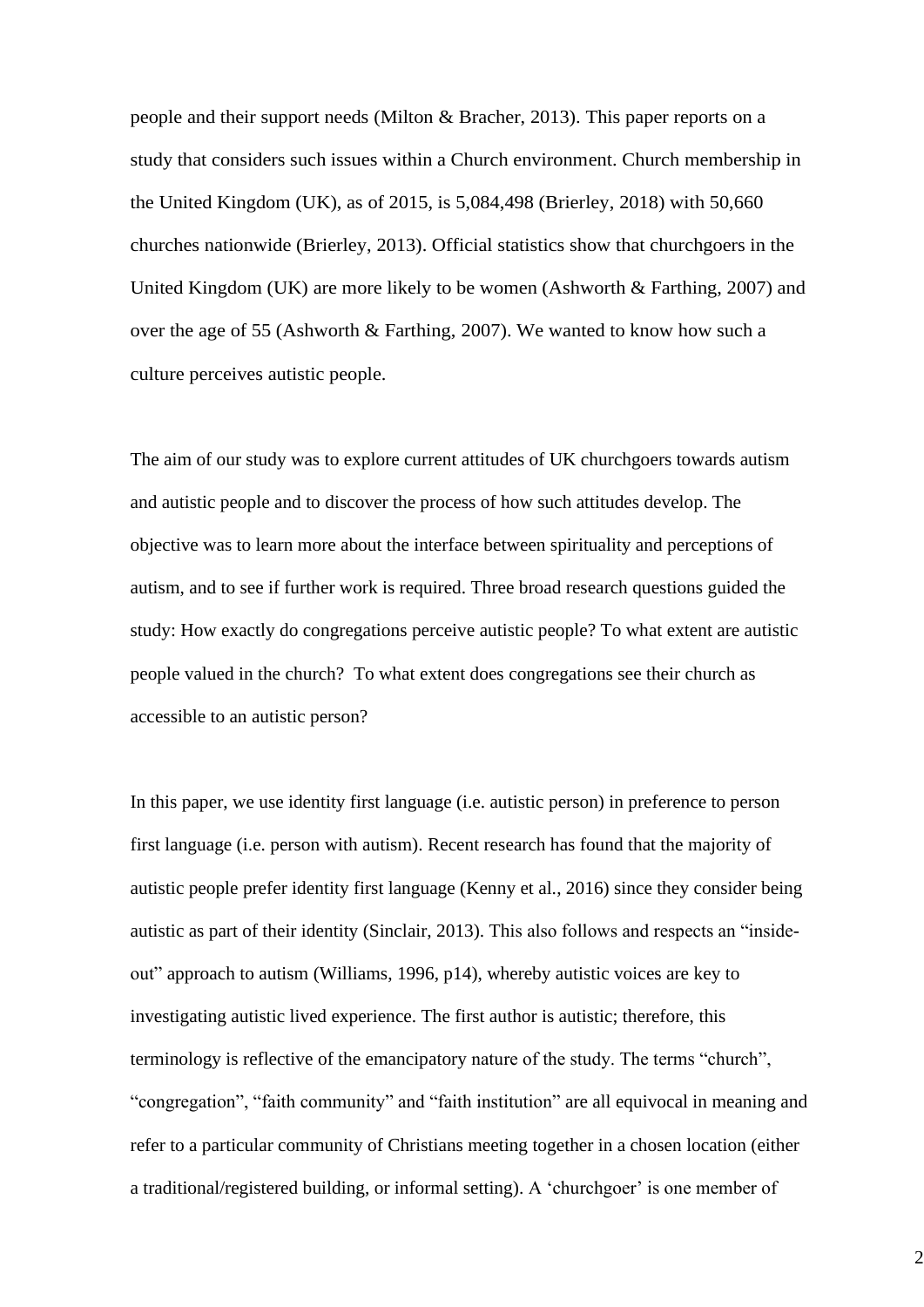people and their support needs (Milton & Bracher, 2013). This paper reports on a study that considers such issues within a Church environment. Church membership in the United Kingdom (UK), as of 2015, is 5,084,498 (Brierley, 2018) with 50,660 churches nationwide (Brierley, 2013). Official statistics show that churchgoers in the United Kingdom (UK) are more likely to be women (Ashworth & Farthing, 2007) and over the age of 55 (Ashworth & Farthing, 2007). We wanted to know how such a culture perceives autistic people.

The aim of our study was to explore current attitudes of UK churchgoers towards autism and autistic people and to discover the process of how such attitudes develop. The objective was to learn more about the interface between spirituality and perceptions of autism, and to see if further work is required. Three broad research questions guided the study: How exactly do congregations perceive autistic people? To what extent are autistic people valued in the church? To what extent does congregations see their church as accessible to an autistic person?

In this paper, we use identity first language (i.e. autistic person) in preference to person first language (i.e. person with autism). Recent research has found that the majority of autistic people prefer identity first language (Kenny et al., 2016) since they consider being autistic as part of their identity (Sinclair, 2013). This also follows and respects an "inside-out" approach to autism (Williams, 1996, p14), whereby autistic voices are key to investigating autistic lived experience. The first author is autistic; therefore, this terminology is reflective of the emancipatory nature of the study. The terms "church", "congregation", "faith community" and "faith institution" are all equivocal in meaning and refer to a particular community of Christians meeting together in a chosen location (either a traditional/registered building, or informal setting). A 'churchgoer' is one member of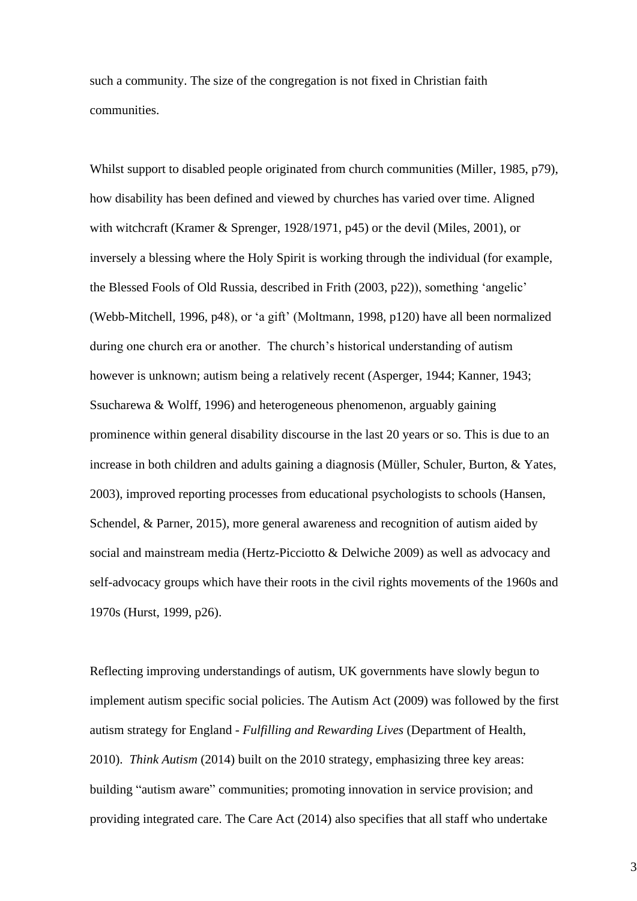such a community. The size of the congregation is not fixed in Christian faith communities.

Whilst support to disabled people originated from church communities (Miller, 1985, p79), how disability has been defined and viewed by churches has varied over time. Aligned with witchcraft (Kramer & Sprenger, 1928/1971, p45) or the devil (Miles, 2001), or inversely a blessing where the Holy Spirit is working through the individual (for example, the Blessed Fools of Old Russia, described in Frith (2003, p22)), something 'angelic' (Webb-Mitchell, 1996, p48), or 'a gift' (Moltmann, 1998, p120) have all been normalized during one church era or another. The church's historical understanding of autism however is unknown; autism being a relatively recent (Asperger, 1944; Kanner, 1943; Ssucharewa & Wolff, 1996) and heterogeneous phenomenon, arguably gaining prominence within general disability discourse in the last 20 years or so. This is due to an increase in both children and adults gaining a diagnosis (Müller, Schuler, Burton, & Yates, 2003), improved reporting processes from educational psychologists to schools (Hansen, Schendel, & Parner, 2015), more general awareness and recognition of autism aided by social and mainstream media (Hertz-Picciotto & Delwiche 2009) as well as advocacy and self-advocacy groups which have their roots in the civil rights movements of the 1960s and 1970s (Hurst, 1999, p26).

Reflecting improving understandings of autism, UK governments have slowly begun to implement autism specific social policies. The Autism Act (2009) was followed by the first autism strategy for England - *Fulfilling and Rewarding Lives* (Department of Health, 2010). *Think Autism* (2014) built on the 2010 strategy, emphasizing three key areas: building "autism aware" communities; promoting innovation in service provision; and providing integrated care. The Care Act (2014) also specifies that all staff who undertake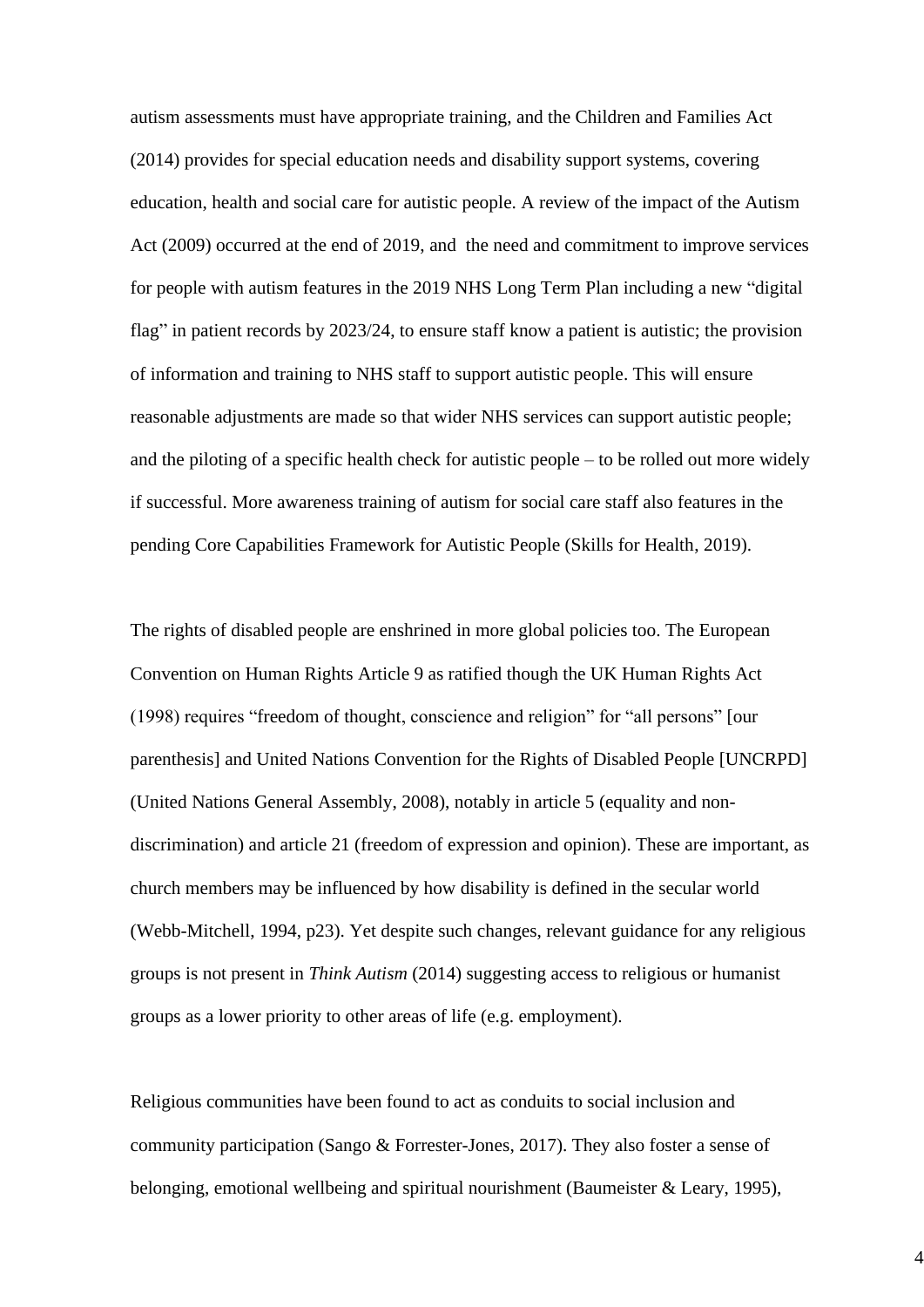autism assessments must have appropriate training, and the Children and Families Act (2014) provides for special education needs and disability support systems, covering education, health and social care for autistic people. A review of the impact of the Autism Act (2009) occurred at the end of 2019, and  the need and commitment to improve services for people with autism features in the 2019 NHS Long Term Plan including a new "digital flag" in patient records by 2023/24, to ensure staff know a patient is autistic; the provision of information and training to NHS staff to support autistic people. This will ensure reasonable adjustments are made so that wider NHS services can support autistic people; and the piloting of a specific health check for autistic people – to be rolled out more widely if successful. More awareness training of autism for social care staff also features in the pending Core Capabilities Framework for Autistic People (Skills for Health, 2019).

The rights of disabled people are enshrined in more global policies too. The European Convention on Human Rights Article 9 as ratified though the UK Human Rights Act (1998) requires "freedom of thought, conscience and religion" for "all persons" [our parenthesis] and United Nations Convention for the Rights of Disabled People [UNCRPD] (United Nations General Assembly, 2008), notably in article 5 (equality and non-discrimination) and article 21 (freedom of expression and opinion). These are important, as church members may be influenced by how disability is defined in the secular world (Webb-Mitchell, 1994, p23). Yet despite such changes, relevant guidance for any religious groups is not present in *Think Autism* (2014) suggesting access to religious or humanist groups as a lower priority to other areas of life (e.g. employment).

Religious communities have been found to act as conduits to social inclusion and community participation (Sango & Forrester-Jones, 2017). They also foster a sense of belonging, emotional wellbeing and spiritual nourishment (Baumeister & Leary, 1995),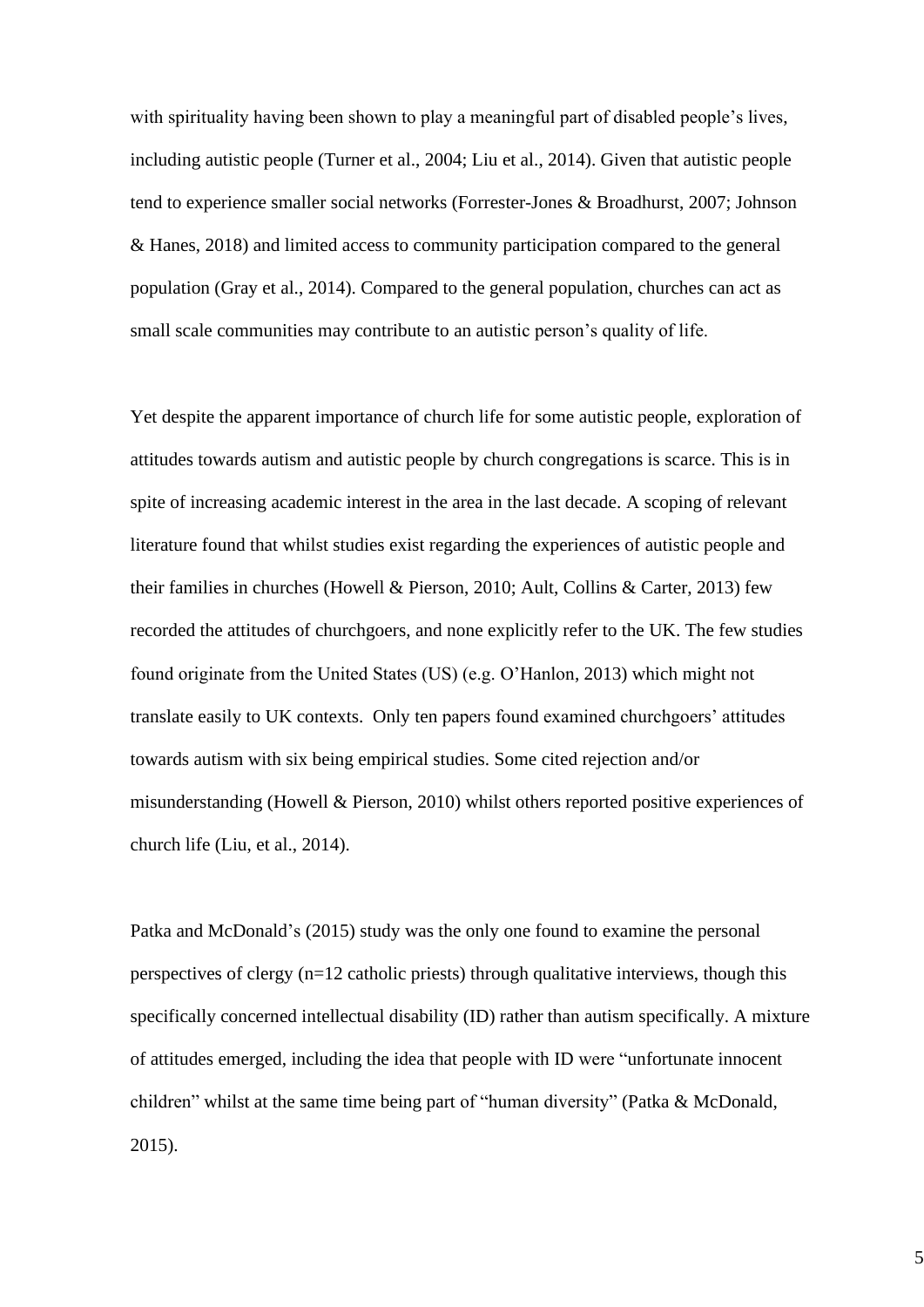with spirituality having been shown to play a meaningful part of disabled people's lives, including autistic people (Turner et al., 2004; Liu et al., 2014). Given that autistic people tend to experience smaller social networks (Forrester-Jones & Broadhurst, 2007; Johnson & Hanes, 2018) and limited access to community participation compared to the general population (Gray et al., 2014). Compared to the general population, churches can act as small scale communities may contribute to an autistic person's quality of life.

Yet despite the apparent importance of church life for some autistic people, exploration of attitudes towards autism and autistic people by church congregations is scarce. This is in spite of increasing academic interest in the area in the last decade. A scoping of relevant literature found that whilst studies exist regarding the experiences of autistic people and their families in churches (Howell & Pierson, 2010; Ault, Collins & Carter, 2013) few recorded the attitudes of churchgoers, and none explicitly refer to the UK. The few studies found originate from the United States (US) (e.g. O'Hanlon, 2013) which might not translate easily to UK contexts. Only ten papers found examined churchgoers' attitudes towards autism with six being empirical studies. Some cited rejection and/or misunderstanding (Howell & Pierson, 2010) whilst others reported positive experiences of church life (Liu, et al., 2014).

Patka and McDonald's (2015) study was the only one found to examine the personal perspectives of clergy (n=12 catholic priests) through qualitative interviews, though this specifically concerned intellectual disability (ID) rather than autism specifically. A mixture of attitudes emerged, including the idea that people with ID were "unfortunate innocent children" whilst at the same time being part of "human diversity" (Patka & McDonald, 2015).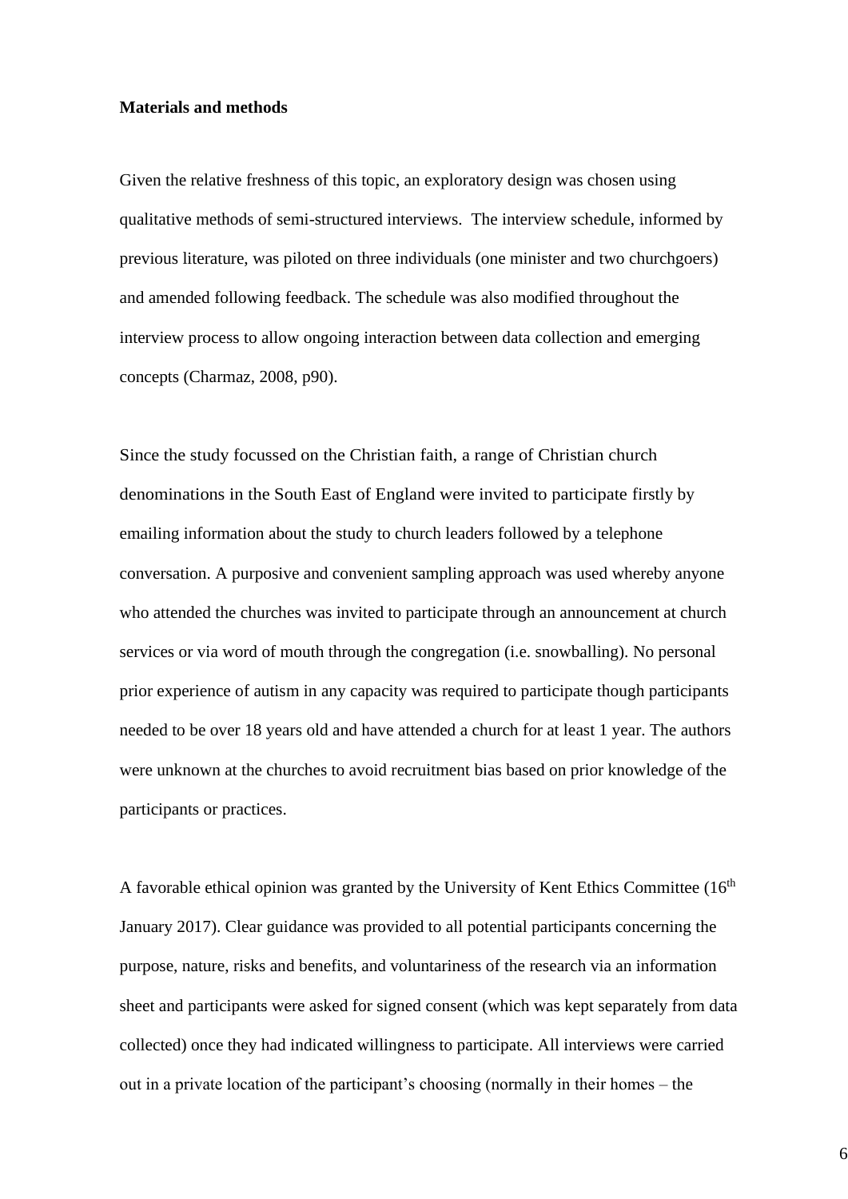**Materials and methods**

Given the relative freshness of this topic, an exploratory design was chosen using qualitative methods of semi-structured interviews. The interview schedule, informed by previous literature, was piloted on three individuals (one minister and two churchgoers) and amended following feedback. The schedule was also modified throughout the interview process to allow ongoing interaction between data collection and emerging concepts (Charmaz, 2008, p90).

Since the study focussed on the Christian faith, a range of Christian church denominations in the South East of England were invited to participate firstly by emailing information about the study to church leaders followed by a telephone conversation. A purposive and convenient sampling approach was used whereby anyone who attended the churches was invited to participate through an announcement at church services or via word of mouth through the congregation (i.e. snowballing). No personal prior experience of autism in any capacity was required to participate though participants needed to be over 18 years old and have attended a church for at least 1 year. The authors were unknown at the churches to avoid recruitment bias based on prior knowledge of the participants or practices.

A favorable ethical opinion was granted by the University of Kent Ethics Committee (16th January 2017). Clear guidance was provided to all potential participants concerning the purpose, nature, risks and benefits, and voluntariness of the research via an information sheet and participants were asked for signed consent (which was kept separately from data collected) once they had indicated willingness to participate. All interviews were carried out in a private location of the participant's choosing (normally in their homes – the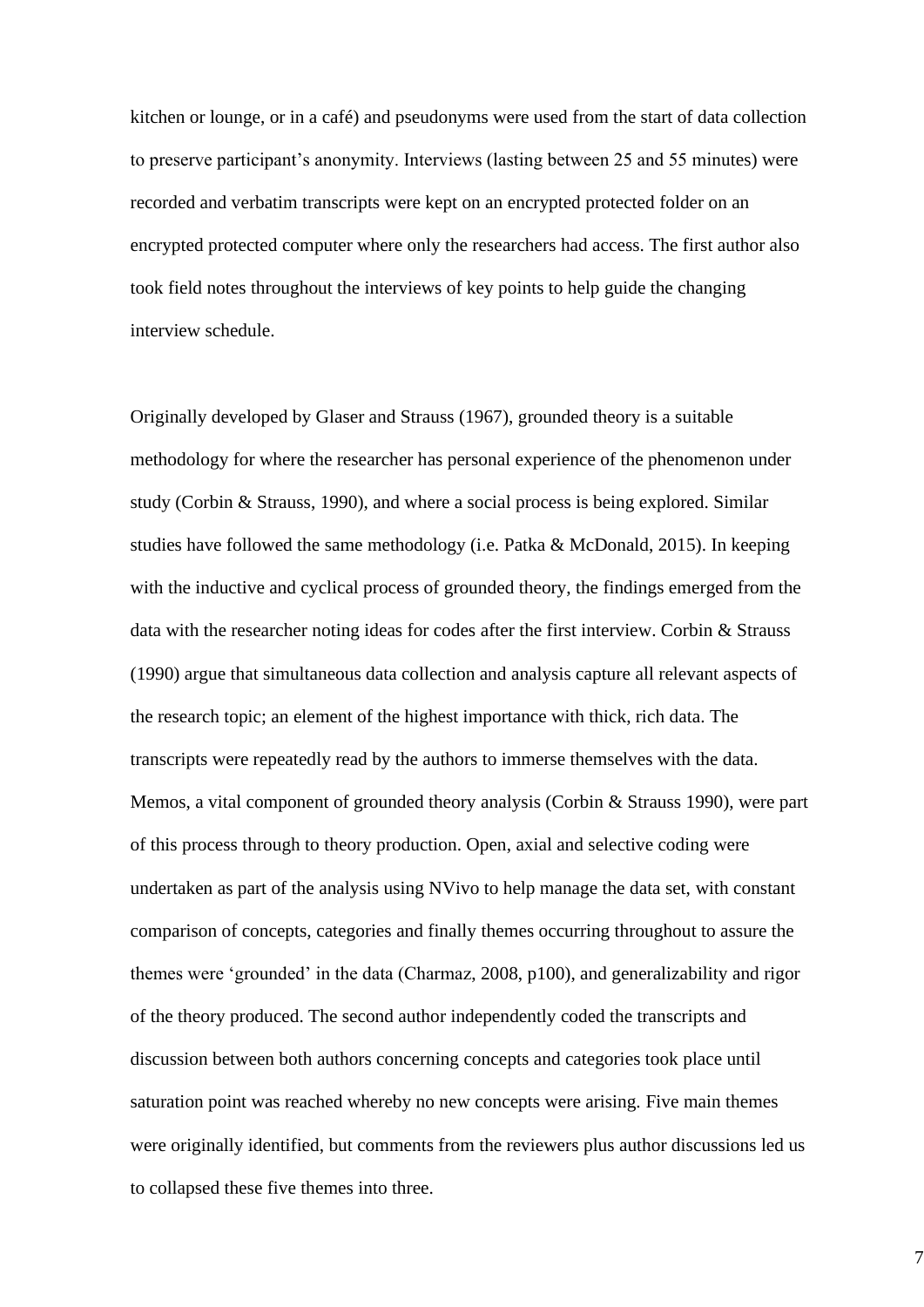kitchen or lounge, or in a café) and pseudonyms were used from the start of data collection to preserve participant's anonymity. Interviews (lasting between 25 and 55 minutes) were recorded and verbatim transcripts were kept on an encrypted protected folder on an encrypted protected computer where only the researchers had access. The first author also took field notes throughout the interviews of key points to help guide the changing interview schedule.

Originally developed by Glaser and Strauss (1967), grounded theory is a suitable methodology for where the researcher has personal experience of the phenomenon under study (Corbin & Strauss, 1990), and where a social process is being explored. Similar studies have followed the same methodology (i.e. Patka & McDonald, 2015). In keeping with the inductive and cyclical process of grounded theory, the findings emerged from the data with the researcher noting ideas for codes after the first interview. Corbin & Strauss (1990) argue that simultaneous data collection and analysis capture all relevant aspects of the research topic; an element of the highest importance with thick, rich data. The transcripts were repeatedly read by the authors to immerse themselves with the data. Memos, a vital component of grounded theory analysis (Corbin & Strauss 1990), were part of this process through to theory production. Open, axial and selective coding were undertaken as part of the analysis using NVivo to help manage the data set, with constant comparison of concepts, categories and finally themes occurring throughout to assure the themes were 'grounded' in the data (Charmaz, 2008, p100), and generalizability and rigor of the theory produced. The second author independently coded the transcripts and discussion between both authors concerning concepts and categories took place until saturation point was reached whereby no new concepts were arising. Five main themes were originally identified, but comments from the reviewers plus author discussions led us to collapsed these five themes into three.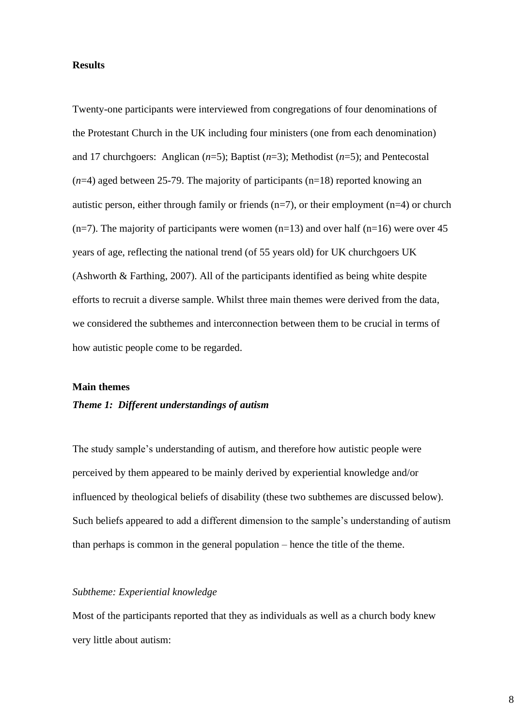**Results**

Twenty-one participants were interviewed from congregations of four denominations of the Protestant Church in the UK including four ministers (one from each denomination) and 17 churchgoers: Anglican (*n*=5); Baptist (*n*=3); Methodist (*n*=5); and Pentecostal (*n*=4) aged between 25-79. The majority of participants (n=18) reported knowing an autistic person, either through family or friends (n=7), or their employment (n=4) or church (n=7). The majority of participants were women (n=13) and over half (n=16) were over 45 years of age, reflecting the national trend (of 55 years old) for UK churchgoers UK (Ashworth & Farthing, 2007). All of the participants identified as being white despite efforts to recruit a diverse sample. Whilst three main themes were derived from the data, we considered the subthemes and interconnection between them to be crucial in terms of how autistic people come to be regarded.

**Main themes**

***Theme 1: Different understandings of autism***

The study sample's understanding of autism, and therefore how autistic people were perceived by them appeared to be mainly derived by experiential knowledge and/or influenced by theological beliefs of disability (these two subthemes are discussed below). Such beliefs appeared to add a different dimension to the sample's understanding of autism than perhaps is common in the general population – hence the title of the theme.

*Subtheme: Experiential knowledge*

Most of the participants reported that they as individuals as well as a church body knew very little about autism: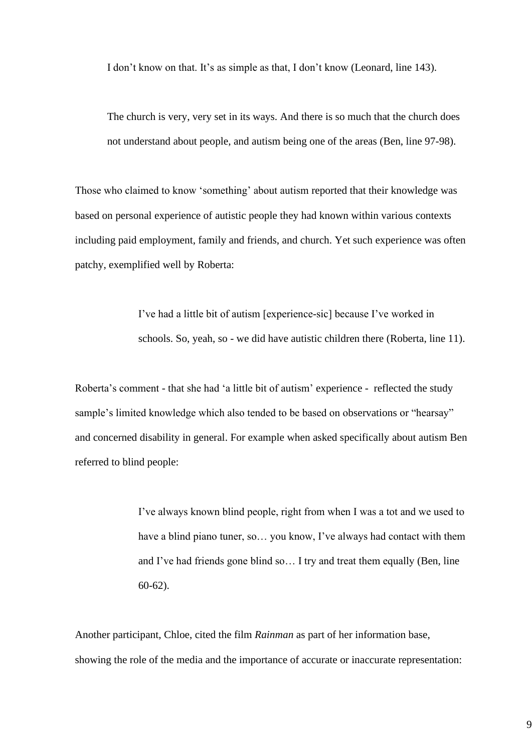> I don't know on that. It's as simple as that, I don't know (Leonard, line 143).

> The church is very, very set in its ways. And there is so much that the church does not understand about people, and autism being one of the areas (Ben, line 97-98).

Those who claimed to know 'something' about autism reported that their knowledge was based on personal experience of autistic people they had known within various contexts including paid employment, family and friends, and church. Yet such experience was often patchy, exemplified well by Roberta:

> I've had a little bit of autism [experience-sic] because I've worked in schools. So, yeah, so - we did have autistic children there (Roberta, line 11).

Roberta's comment - that she had 'a little bit of autism' experience - reflected the study sample's limited knowledge which also tended to be based on observations or "hearsay" and concerned disability in general. For example when asked specifically about autism Ben referred to blind people:

> I've always known blind people, right from when I was a tot and we used to have a blind piano tuner, so… you know, I've always had contact with them and I've had friends gone blind so… I try and treat them equally (Ben, line 60-62).

Another participant, Chloe, cited the film *Rainman* as part of her information base, showing the role of the media and the importance of accurate or inaccurate representation: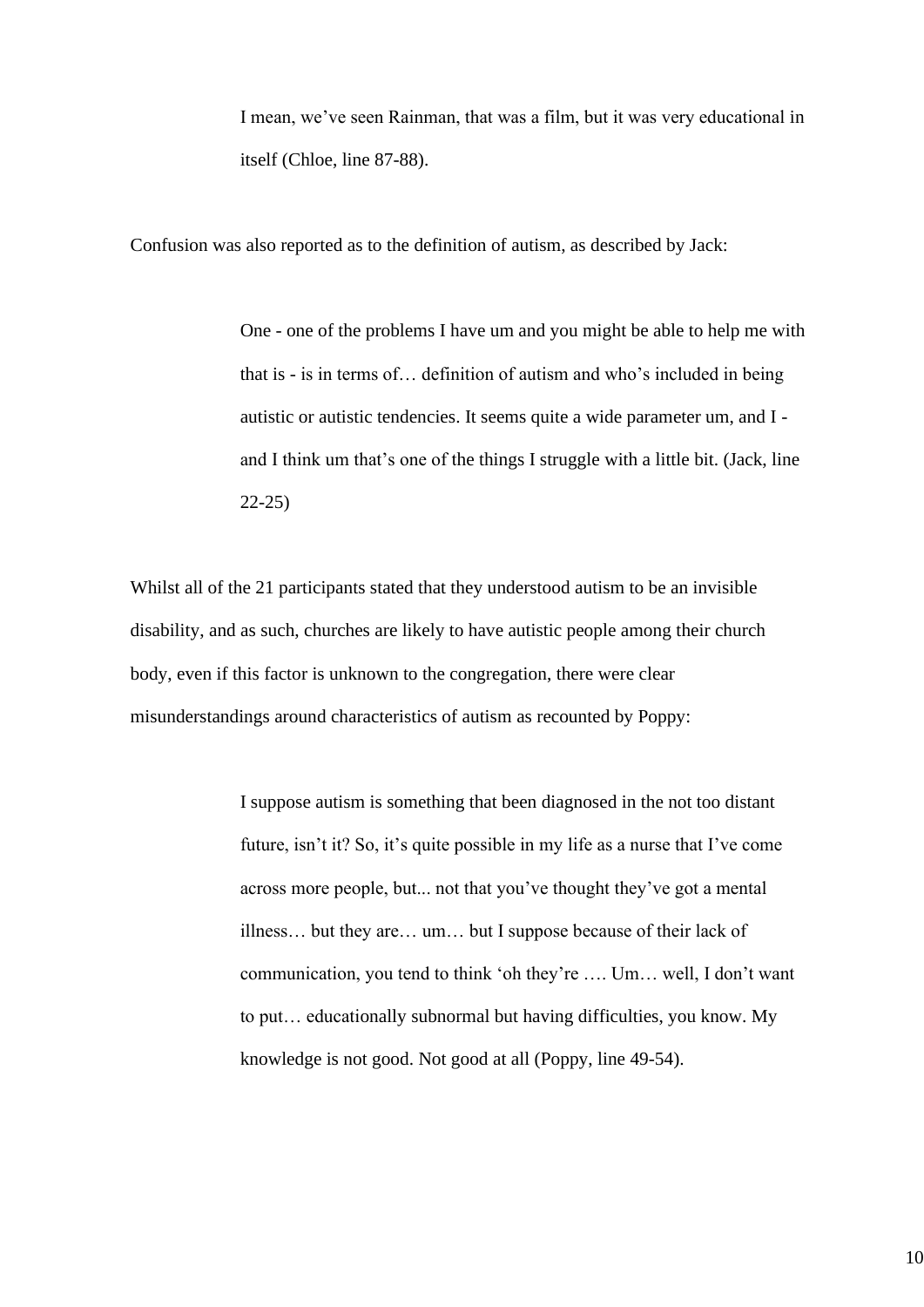> I mean, we've seen Rainman, that was a film, but it was very educational in itself (Chloe, line 87-88).

Confusion was also reported as to the definition of autism, as described by Jack:

> One - one of the problems I have um and you might be able to help me with that is - is in terms of… definition of autism and who's included in being autistic or autistic tendencies. It seems quite a wide parameter um, and I - and I think um that's one of the things I struggle with a little bit. (Jack, line 22-25)

Whilst all of the 21 participants stated that they understood autism to be an invisible disability, and as such, churches are likely to have autistic people among their church body, even if this factor is unknown to the congregation, there were clear misunderstandings around characteristics of autism as recounted by Poppy:

> I suppose autism is something that been diagnosed in the not too distant future, isn't it? So, it's quite possible in my life as a nurse that I've come across more people, but... not that you've thought they've got a mental illness… but they are… um… but I suppose because of their lack of communication, you tend to think 'oh they're …. Um… well, I don't want to put… educationally subnormal but having difficulties, you know. My knowledge is not good. Not good at all (Poppy, line 49-54).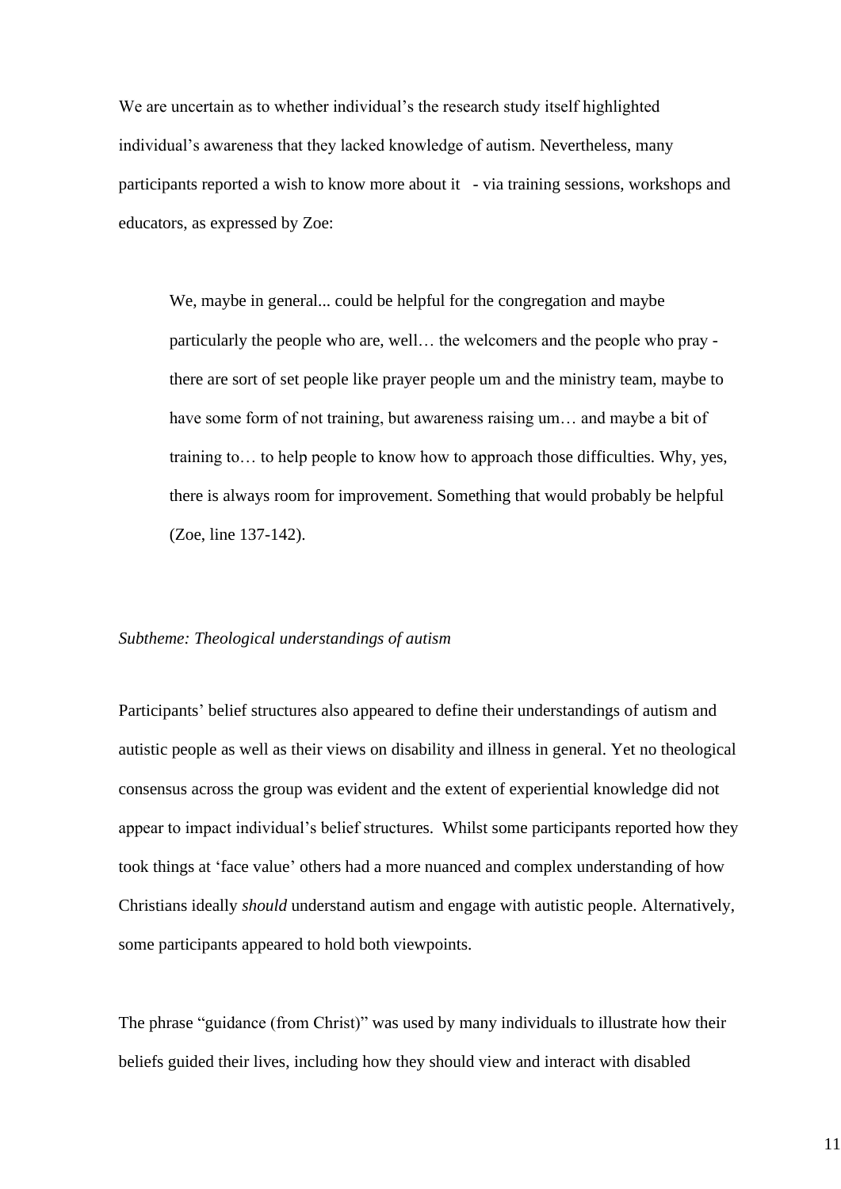We are uncertain as to whether individual's the research study itself highlighted individual's awareness that they lacked knowledge of autism. Nevertheless, many participants reported a wish to know more about it - via training sessions, workshops and educators, as expressed by Zoe:

> We, maybe in general... could be helpful for the congregation and maybe particularly the people who are, well… the welcomers and the people who pray - there are sort of set people like prayer people um and the ministry team, maybe to have some form of not training, but awareness raising um… and maybe a bit of training to… to help people to know how to approach those difficulties. Why, yes, there is always room for improvement. Something that would probably be helpful (Zoe, line 137-142).

*Subtheme: Theological understandings of autism*

Participants' belief structures also appeared to define their understandings of autism and autistic people as well as their views on disability and illness in general. Yet no theological consensus across the group was evident and the extent of experiential knowledge did not appear to impact individual's belief structures. Whilst some participants reported how they took things at 'face value' others had a more nuanced and complex understanding of how Christians ideally *should* understand autism and engage with autistic people. Alternatively, some participants appeared to hold both viewpoints.

The phrase "guidance (from Christ)" was used by many individuals to illustrate how their beliefs guided their lives, including how they should view and interact with disabled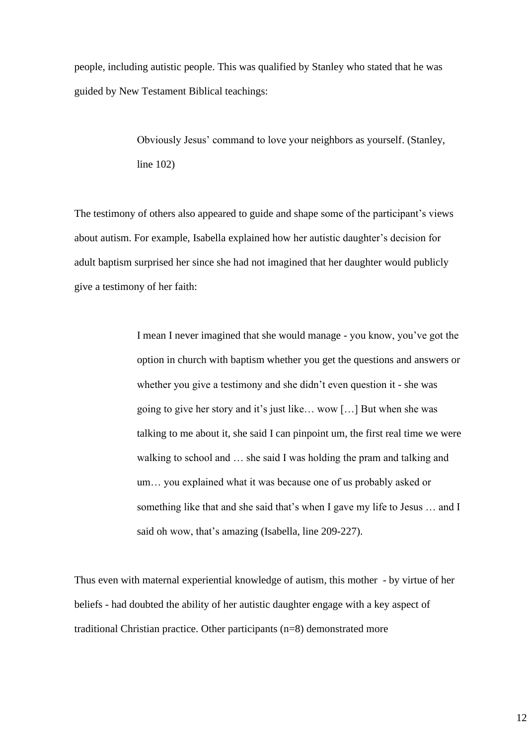people, including autistic people. This was qualified by Stanley who stated that he was guided by New Testament Biblical teachings:

> Obviously Jesus' command to love your neighbors as yourself. (Stanley, line 102)

The testimony of others also appeared to guide and shape some of the participant's views about autism. For example, Isabella explained how her autistic daughter's decision for adult baptism surprised her since she had not imagined that her daughter would publicly give a testimony of her faith:

> I mean I never imagined that she would manage - you know, you've got the option in church with baptism whether you get the questions and answers or whether you give a testimony and she didn't even question it - she was going to give her story and it's just like… wow […] But when she was talking to me about it, she said I can pinpoint um, the first real time we were walking to school and … she said I was holding the pram and talking and um… you explained what it was because one of us probably asked or something like that and she said that's when I gave my life to Jesus … and I said oh wow, that's amazing (Isabella, line 209-227).

Thus even with maternal experiential knowledge of autism, this mother - by virtue of her beliefs - had doubted the ability of her autistic daughter engage with a key aspect of traditional Christian practice. Other participants (n=8) demonstrated more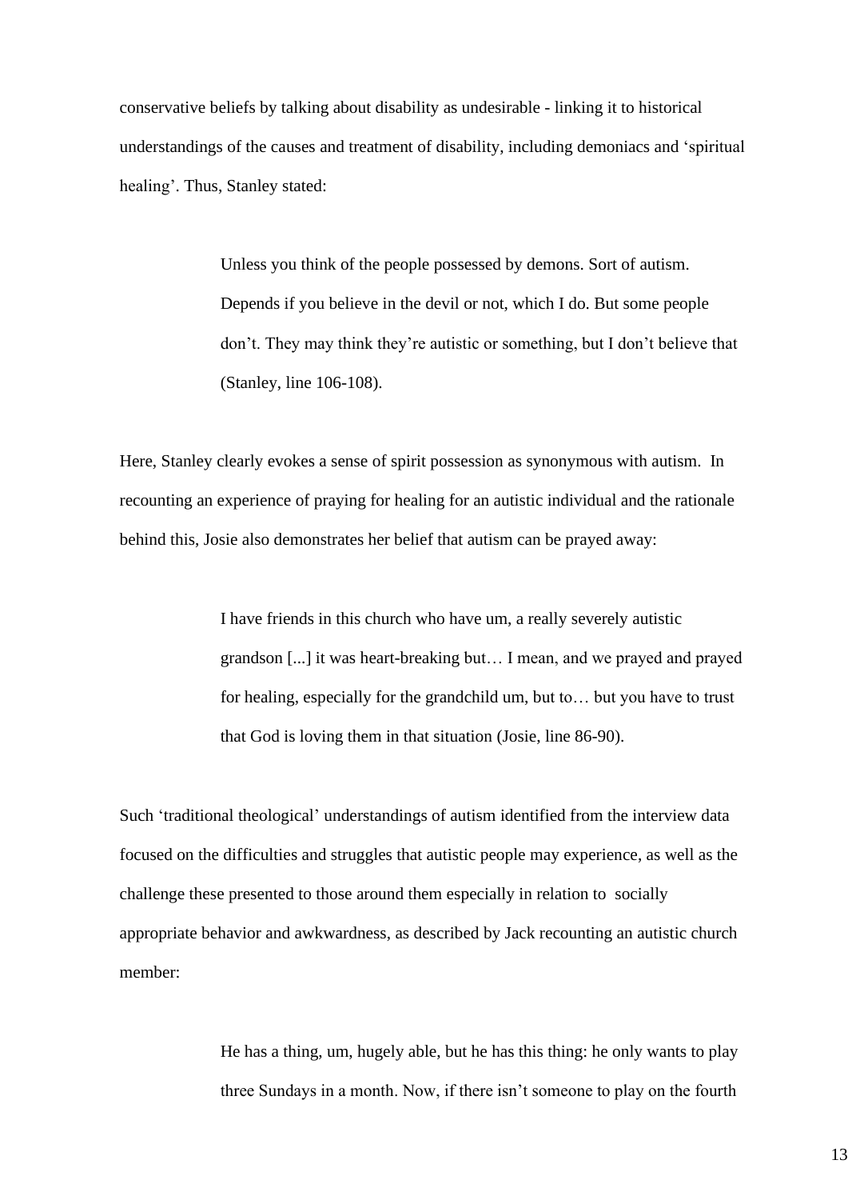conservative beliefs by talking about disability as undesirable - linking it to historical understandings of the causes and treatment of disability, including demoniacs and 'spiritual healing'. Thus, Stanley stated:

> Unless you think of the people possessed by demons. Sort of autism. Depends if you believe in the devil or not, which I do. But some people don't. They may think they're autistic or something, but I don't believe that (Stanley, line 106-108).

Here, Stanley clearly evokes a sense of spirit possession as synonymous with autism. In recounting an experience of praying for healing for an autistic individual and the rationale behind this, Josie also demonstrates her belief that autism can be prayed away:

> I have friends in this church who have um, a really severely autistic grandson [...] it was heart-breaking but… I mean, and we prayed and prayed for healing, especially for the grandchild um, but to… but you have to trust that God is loving them in that situation (Josie, line 86-90).

Such 'traditional theological' understandings of autism identified from the interview data focused on the difficulties and struggles that autistic people may experience, as well as the challenge these presented to those around them especially in relation to socially appropriate behavior and awkwardness, as described by Jack recounting an autistic church member:

> He has a thing, um, hugely able, but he has this thing: he only wants to play three Sundays in a month. Now, if there isn't someone to play on the fourth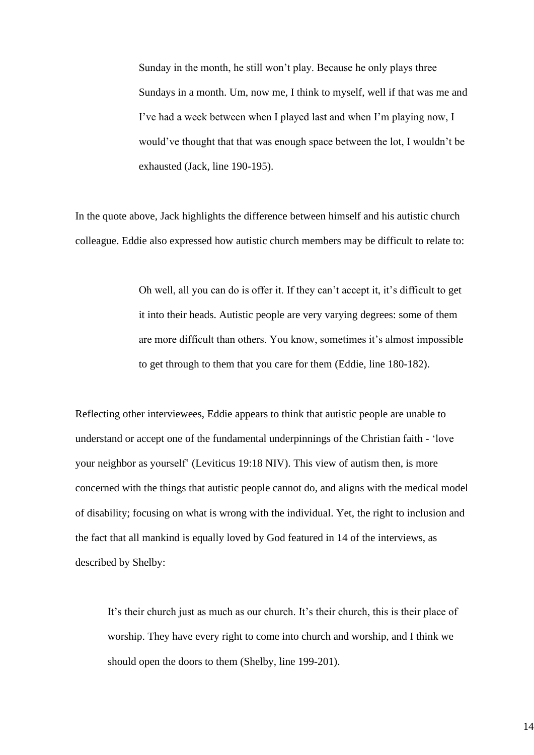> Sunday in the month, he still won't play. Because he only plays three Sundays in a month. Um, now me, I think to myself, well if that was me and I've had a week between when I played last and when I'm playing now, I would've thought that that was enough space between the lot, I wouldn't be exhausted (Jack, line 190-195).

In the quote above, Jack highlights the difference between himself and his autistic church colleague. Eddie also expressed how autistic church members may be difficult to relate to:

> Oh well, all you can do is offer it. If they can't accept it, it's difficult to get it into their heads. Autistic people are very varying degrees: some of them are more difficult than others. You know, sometimes it's almost impossible to get through to them that you care for them (Eddie, line 180-182).

Reflecting other interviewees, Eddie appears to think that autistic people are unable to understand or accept one of the fundamental underpinnings of the Christian faith - 'love your neighbor as yourself' (Leviticus 19:18 NIV). This view of autism then, is more concerned with the things that autistic people cannot do, and aligns with the medical model of disability; focusing on what is wrong with the individual. Yet, the right to inclusion and the fact that all mankind is equally loved by God featured in 14 of the interviews, as described by Shelby:

> It's their church just as much as our church. It's their church, this is their place of worship. They have every right to come into church and worship, and I think we should open the doors to them (Shelby, line 199-201).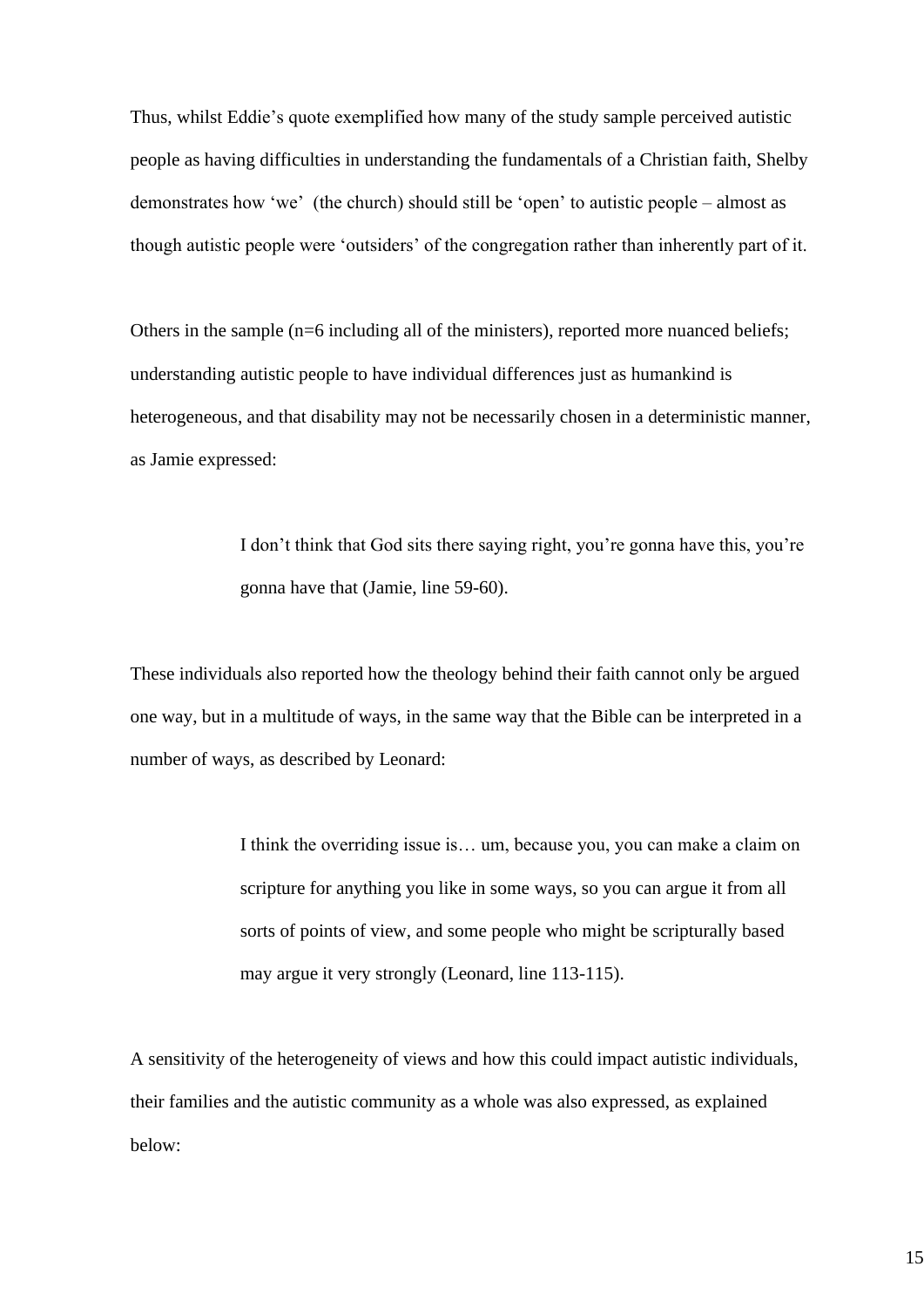Thus, whilst Eddie's quote exemplified how many of the study sample perceived autistic people as having difficulties in understanding the fundamentals of a Christian faith, Shelby demonstrates how 'we' (the church) should still be 'open' to autistic people – almost as though autistic people were 'outsiders' of the congregation rather than inherently part of it.

Others in the sample (n=6 including all of the ministers), reported more nuanced beliefs; understanding autistic people to have individual differences just as humankind is heterogeneous, and that disability may not be necessarily chosen in a deterministic manner, as Jamie expressed:

> I don't think that God sits there saying right, you're gonna have this, you're gonna have that (Jamie, line 59-60).

These individuals also reported how the theology behind their faith cannot only be argued one way, but in a multitude of ways, in the same way that the Bible can be interpreted in a number of ways, as described by Leonard:

> I think the overriding issue is… um, because you, you can make a claim on scripture for anything you like in some ways, so you can argue it from all sorts of points of view, and some people who might be scripturally based may argue it very strongly (Leonard, line 113-115).

A sensitivity of the heterogeneity of views and how this could impact autistic individuals, their families and the autistic community as a whole was also expressed, as explained below: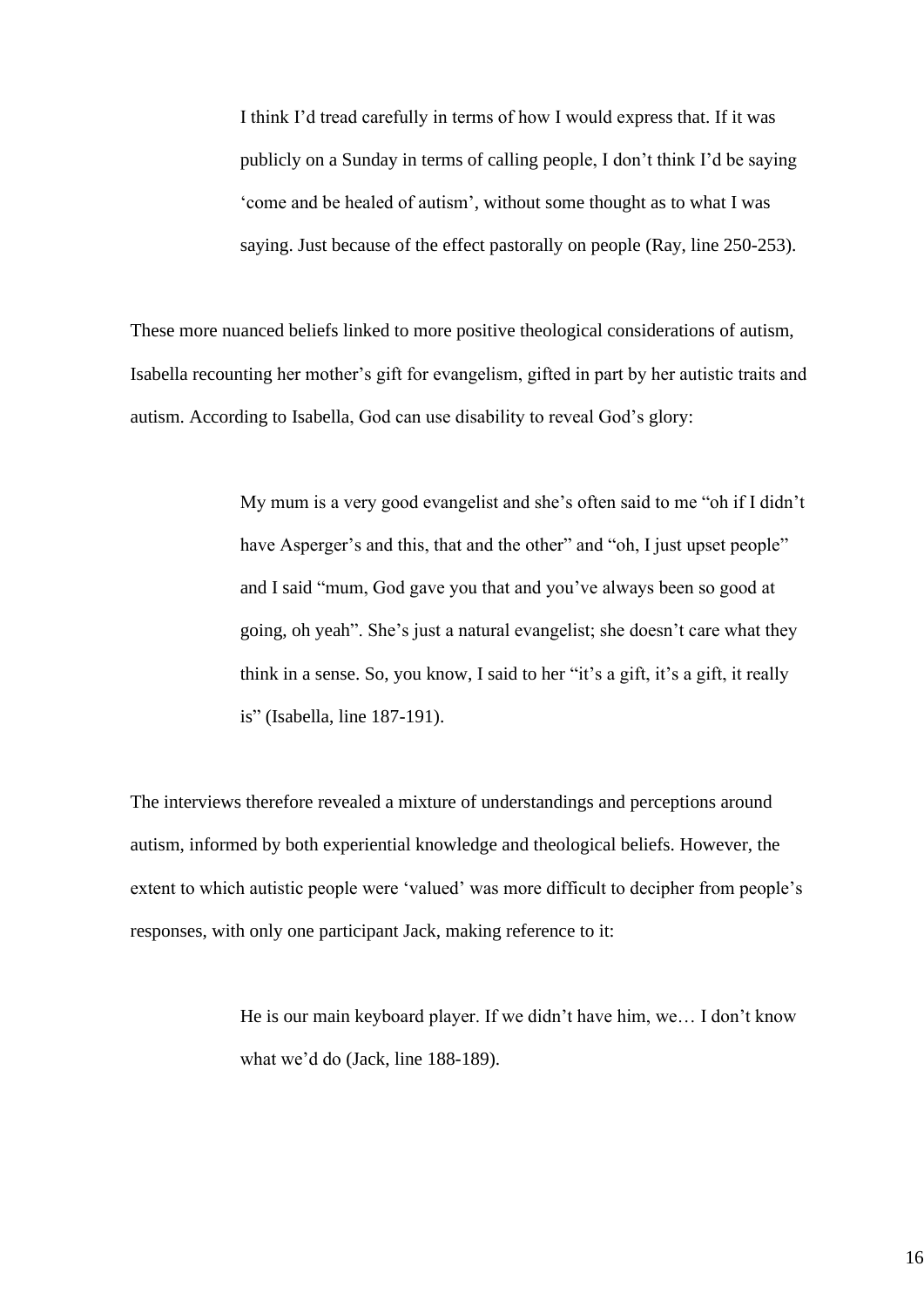> I think I'd tread carefully in terms of how I would express that. If it was publicly on a Sunday in terms of calling people, I don't think I'd be saying 'come and be healed of autism', without some thought as to what I was saying. Just because of the effect pastorally on people (Ray, line 250-253).

These more nuanced beliefs linked to more positive theological considerations of autism, Isabella recounting her mother's gift for evangelism, gifted in part by her autistic traits and autism. According to Isabella, God can use disability to reveal God's glory:

> My mum is a very good evangelist and she's often said to me "oh if I didn't have Asperger's and this, that and the other" and "oh, I just upset people" and I said "mum, God gave you that and you've always been so good at going, oh yeah". She's just a natural evangelist; she doesn't care what they think in a sense. So, you know, I said to her "it's a gift, it's a gift, it really is" (Isabella, line 187-191).

The interviews therefore revealed a mixture of understandings and perceptions around autism, informed by both experiential knowledge and theological beliefs. However, the extent to which autistic people were 'valued' was more difficult to decipher from people's responses, with only one participant Jack, making reference to it:

> He is our main keyboard player. If we didn't have him, we… I don't know what we'd do (Jack, line 188-189).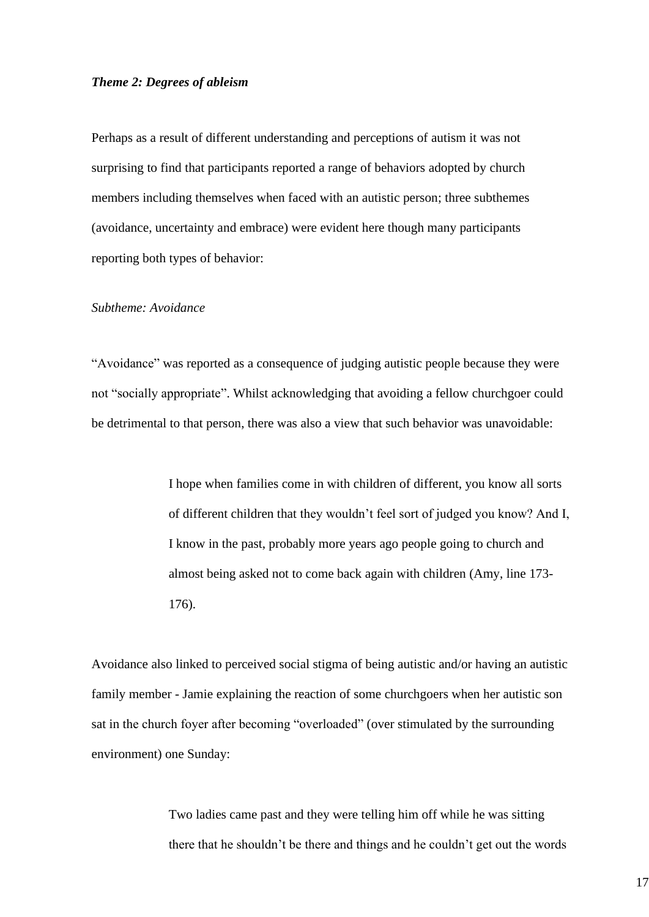***Theme 2: Degrees of ableism***

Perhaps as a result of different understanding and perceptions of autism it was not surprising to find that participants reported a range of behaviors adopted by church members including themselves when faced with an autistic person; three subthemes (avoidance, uncertainty and embrace) were evident here though many participants reporting both types of behavior:

*Subtheme: Avoidance*

"Avoidance" was reported as a consequence of judging autistic people because they were not "socially appropriate". Whilst acknowledging that avoiding a fellow churchgoer could be detrimental to that person, there was also a view that such behavior was unavoidable:

> I hope when families come in with children of different, you know all sorts of different children that they wouldn't feel sort of judged you know? And I, I know in the past, probably more years ago people going to church and almost being asked not to come back again with children (Amy, line 173-176).

Avoidance also linked to perceived social stigma of being autistic and/or having an autistic family member - Jamie explaining the reaction of some churchgoers when her autistic son sat in the church foyer after becoming "overloaded" (over stimulated by the surrounding environment) one Sunday:

> Two ladies came past and they were telling him off while he was sitting there that he shouldn't be there and things and he couldn't get out the words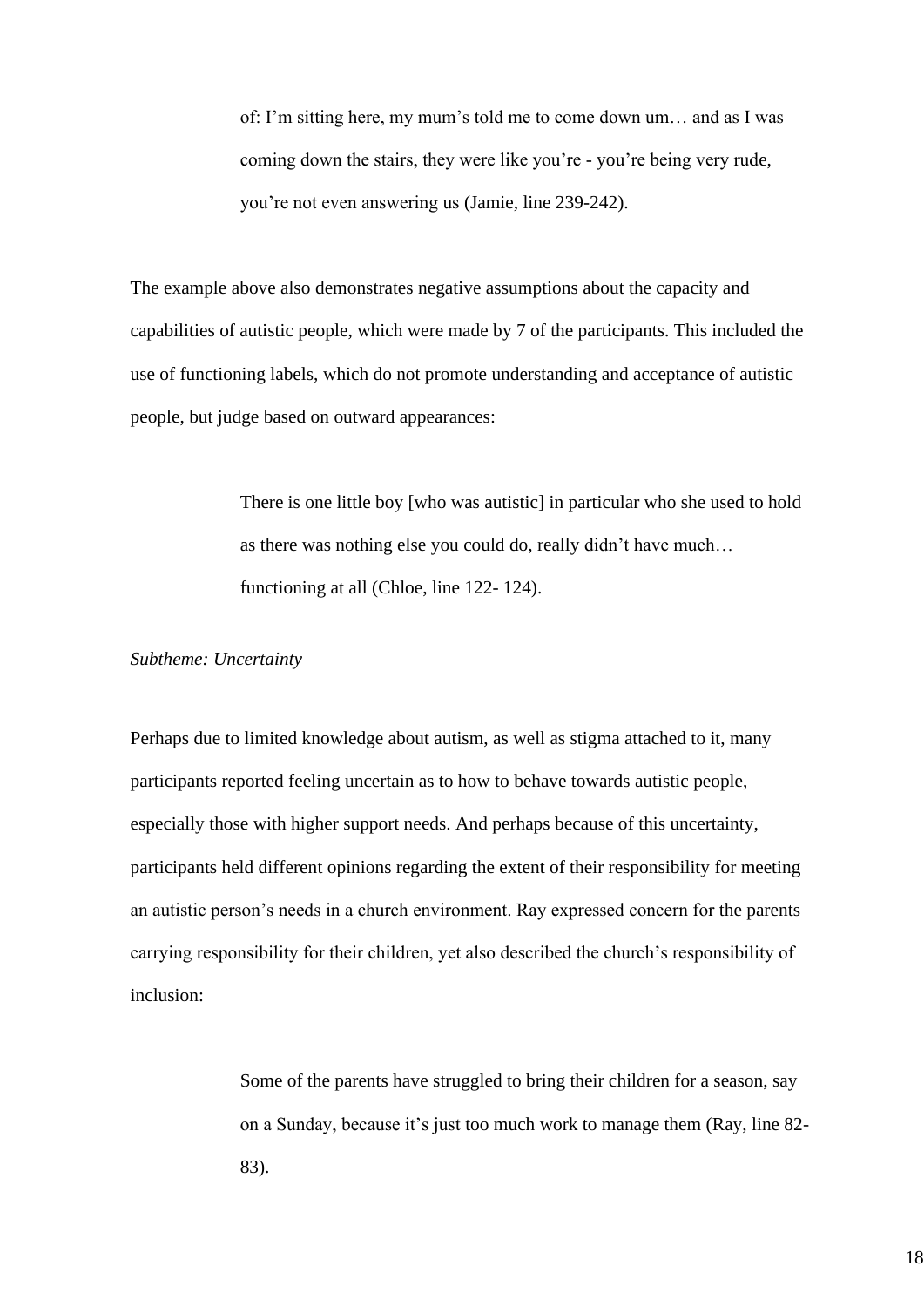> of: I'm sitting here, my mum's told me to come down um… and as I was coming down the stairs, they were like you're - you're being very rude, you're not even answering us (Jamie, line 239-242).

The example above also demonstrates negative assumptions about the capacity and capabilities of autistic people, which were made by 7 of the participants. This included the use of functioning labels, which do not promote understanding and acceptance of autistic people, but judge based on outward appearances:

> There is one little boy [who was autistic] in particular who she used to hold as there was nothing else you could do, really didn't have much… functioning at all (Chloe, line 122- 124).

*Subtheme: Uncertainty*

Perhaps due to limited knowledge about autism, as well as stigma attached to it, many participants reported feeling uncertain as to how to behave towards autistic people, especially those with higher support needs. And perhaps because of this uncertainty, participants held different opinions regarding the extent of their responsibility for meeting an autistic person's needs in a church environment. Ray expressed concern for the parents carrying responsibility for their children, yet also described the church's responsibility of inclusion:

> Some of the parents have struggled to bring their children for a season, say on a Sunday, because it's just too much work to manage them (Ray, line 82-83).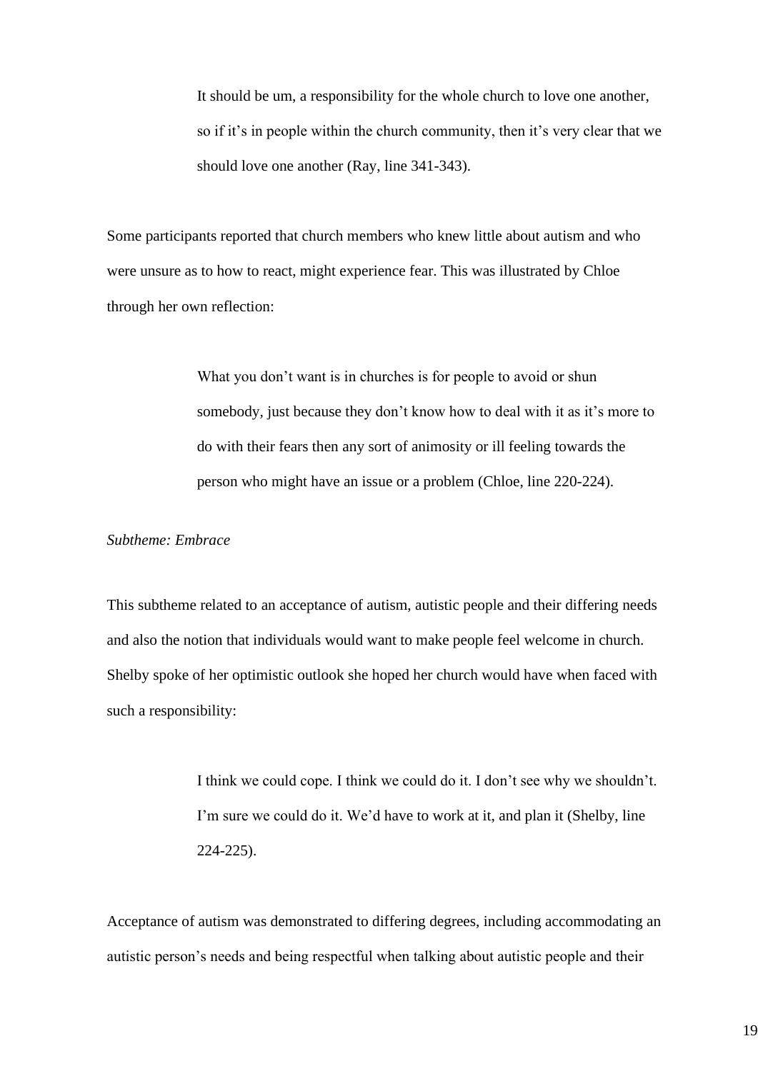> It should be um, a responsibility for the whole church to love one another, so if it's in people within the church community, then it's very clear that we should love one another (Ray, line 341-343).

Some participants reported that church members who knew little about autism and who were unsure as to how to react, might experience fear. This was illustrated by Chloe through her own reflection:

> What you don't want is in churches is for people to avoid or shun somebody, just because they don't know how to deal with it as it's more to do with their fears then any sort of animosity or ill feeling towards the person who might have an issue or a problem (Chloe, line 220-224).

*Subtheme: Embrace*

This subtheme related to an acceptance of autism, autistic people and their differing needs and also the notion that individuals would want to make people feel welcome in church. Shelby spoke of her optimistic outlook she hoped her church would have when faced with such a responsibility:

> I think we could cope. I think we could do it. I don't see why we shouldn't. I'm sure we could do it. We'd have to work at it, and plan it (Shelby, line 224-225).

Acceptance of autism was demonstrated to differing degrees, including accommodating an autistic person's needs and being respectful when talking about autistic people and their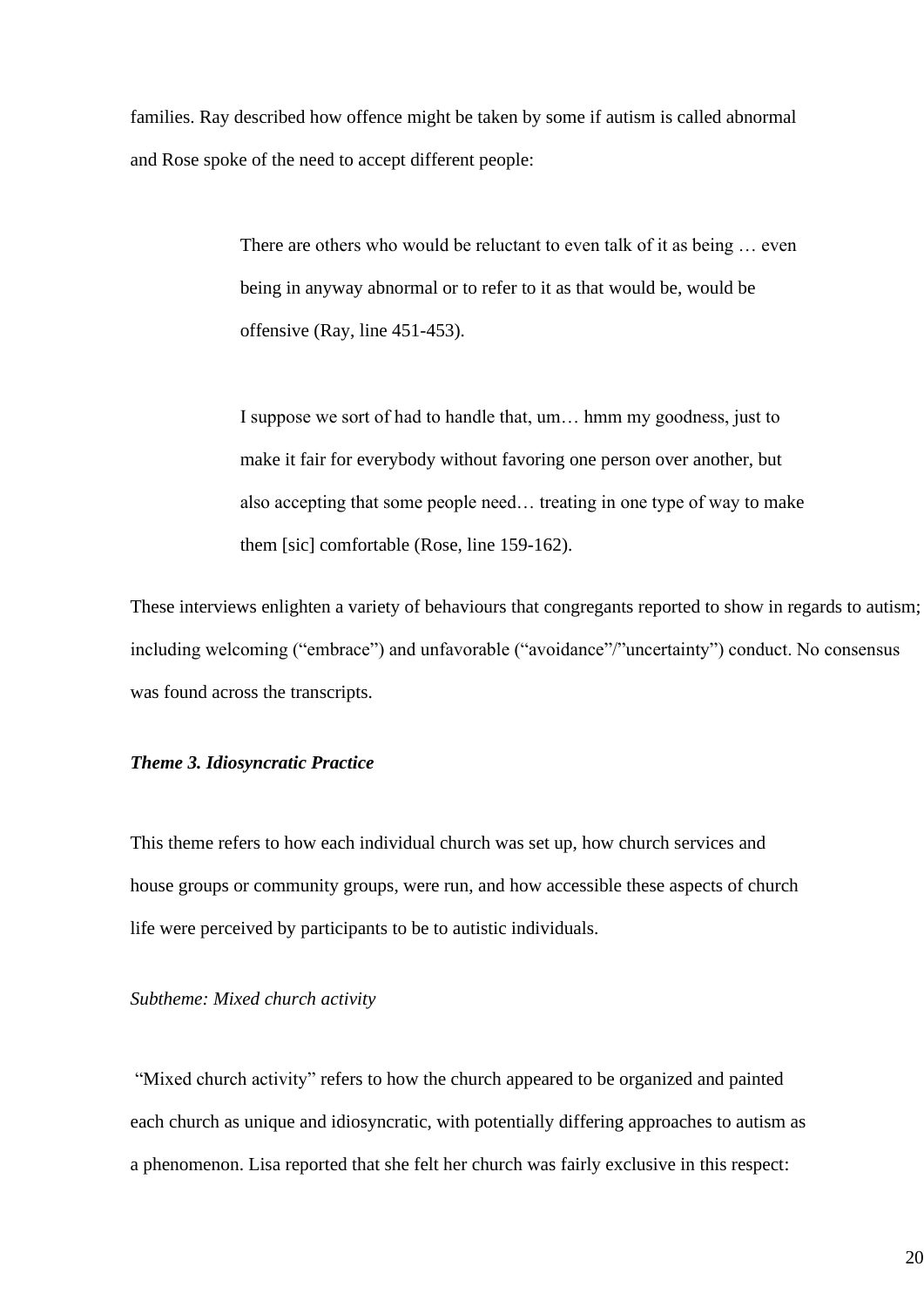families. Ray described how offence might be taken by some if autism is called abnormal and Rose spoke of the need to accept different people:

> There are others who would be reluctant to even talk of it as being … even being in anyway abnormal or to refer to it as that would be, would be offensive (Ray, line 451-453).

> I suppose we sort of had to handle that, um… hmm my goodness, just to make it fair for everybody without favoring one person over another, but also accepting that some people need… treating in one type of way to make them [sic] comfortable (Rose, line 159-162).

These interviews enlighten a variety of behaviours that congregants reported to show in regards to autism; including welcoming ("embrace") and unfavorable ("avoidance"/"uncertainty") conduct. No consensus was found across the transcripts.

***Theme 3. Idiosyncratic Practice***

This theme refers to how each individual church was set up, how church services and house groups or community groups, were run, and how accessible these aspects of church life were perceived by participants to be to autistic individuals.

*Subtheme: Mixed church activity*

"Mixed church activity" refers to how the church appeared to be organized and painted each church as unique and idiosyncratic, with potentially differing approaches to autism as a phenomenon. Lisa reported that she felt her church was fairly exclusive in this respect: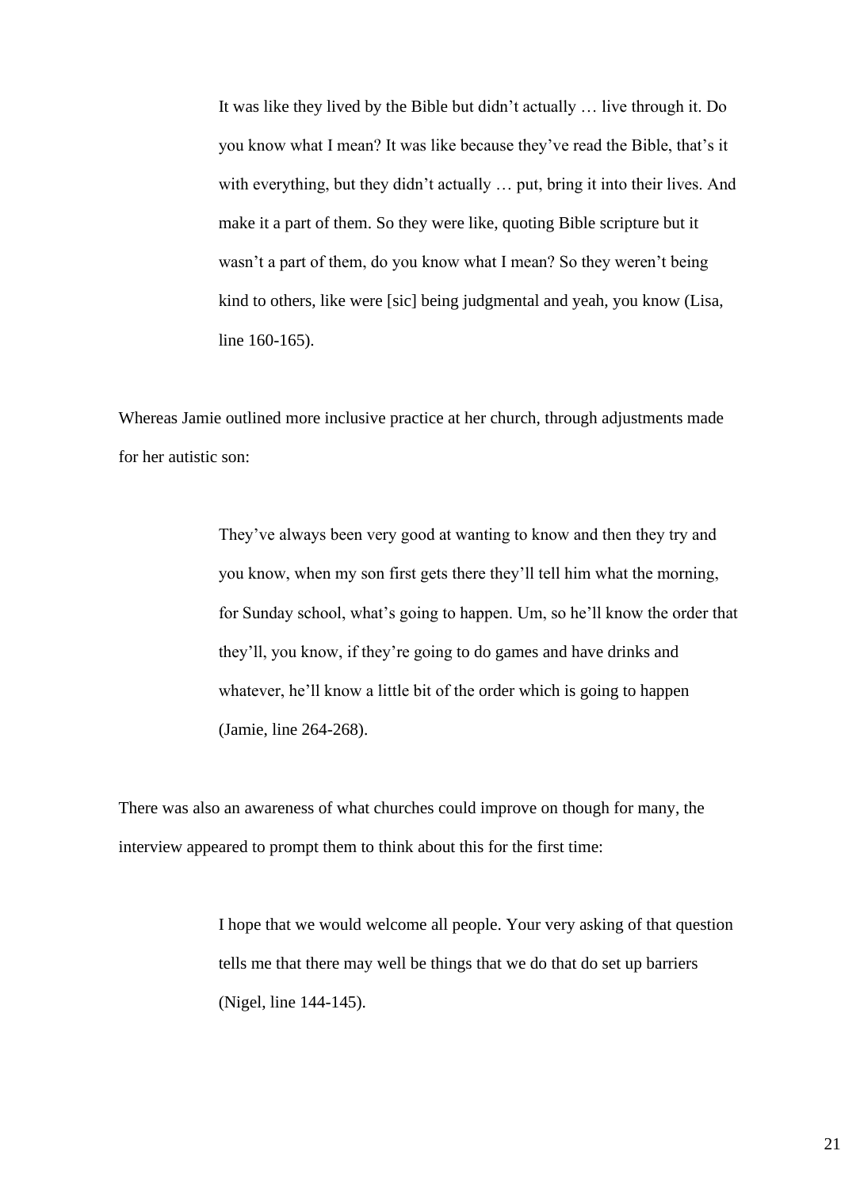> It was like they lived by the Bible but didn't actually … live through it. Do you know what I mean? It was like because they've read the Bible, that's it with everything, but they didn't actually … put, bring it into their lives. And make it a part of them. So they were like, quoting Bible scripture but it wasn't a part of them, do you know what I mean? So they weren't being kind to others, like were [sic] being judgmental and yeah, you know (Lisa, line 160-165).

Whereas Jamie outlined more inclusive practice at her church, through adjustments made for her autistic son:

> They've always been very good at wanting to know and then they try and you know, when my son first gets there they'll tell him what the morning, for Sunday school, what's going to happen. Um, so he'll know the order that they'll, you know, if they're going to do games and have drinks and whatever, he'll know a little bit of the order which is going to happen (Jamie, line 264-268).

There was also an awareness of what churches could improve on though for many, the interview appeared to prompt them to think about this for the first time:

> I hope that we would welcome all people. Your very asking of that question tells me that there may well be things that we do that do set up barriers (Nigel, line 144-145).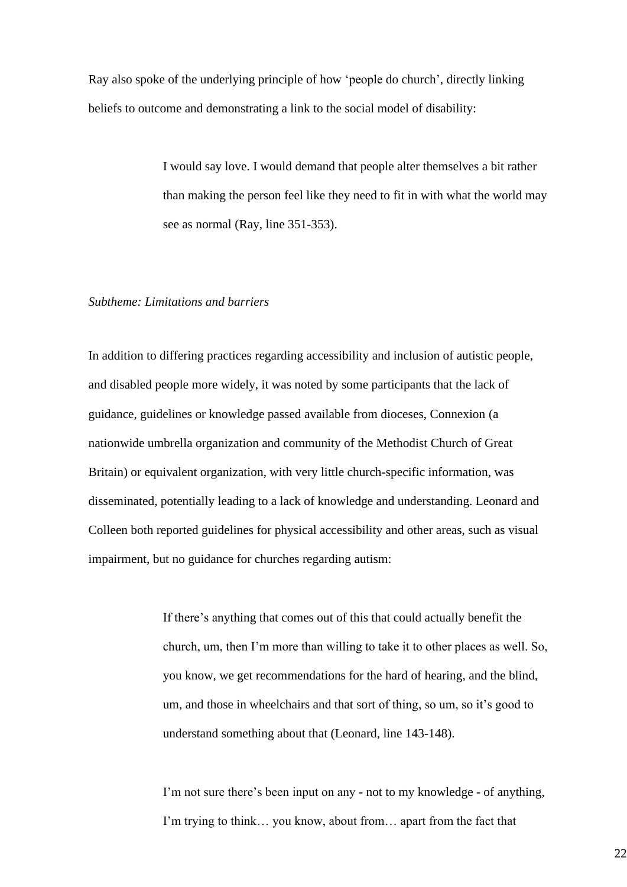Ray also spoke of the underlying principle of how ‘people do church’, directly linking beliefs to outcome and demonstrating a link to the social model of disability:

> I would say love. I would demand that people alter themselves a bit rather than making the person feel like they need to fit in with what the world may see as normal (Ray, line 351-353).

*Subtheme: Limitations and barriers*

In addition to differing practices regarding accessibility and inclusion of autistic people, and disabled people more widely, it was noted by some participants that the lack of guidance, guidelines or knowledge passed available from dioceses, Connexion (a nationwide umbrella organization and community of the Methodist Church of Great Britain) or equivalent organization, with very little church-specific information, was disseminated, potentially leading to a lack of knowledge and understanding. Leonard and Colleen both reported guidelines for physical accessibility and other areas, such as visual impairment, but no guidance for churches regarding autism:

> If there’s anything that comes out of this that could actually benefit the church, um, then I’m more than willing to take it to other places as well. So, you know, we get recommendations for the hard of hearing, and the blind, um, and those in wheelchairs and that sort of thing, so um, so it’s good to understand something about that (Leonard, line 143-148).

> I’m not sure there’s been input on any - not to my knowledge - of anything, I’m trying to think… you know, about from… apart from the fact that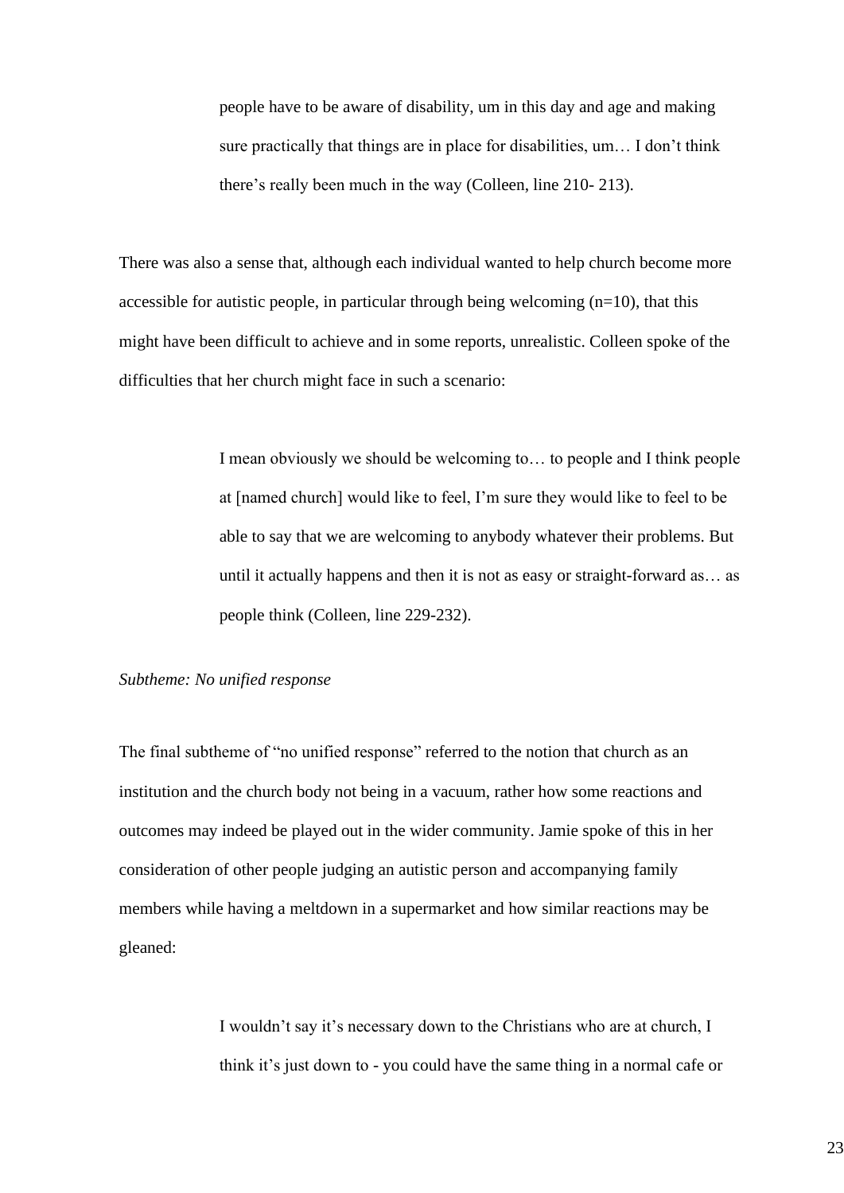> people have to be aware of disability, um in this day and age and making sure practically that things are in place for disabilities, um… I don't think there's really been much in the way (Colleen, line 210- 213).

There was also a sense that, although each individual wanted to help church become more accessible for autistic people, in particular through being welcoming (n=10), that this might have been difficult to achieve and in some reports, unrealistic. Colleen spoke of the difficulties that her church might face in such a scenario:

> I mean obviously we should be welcoming to… to people and I think people at [named church] would like to feel, I'm sure they would like to feel to be able to say that we are welcoming to anybody whatever their problems. But until it actually happens and then it is not as easy or straight-forward as… as people think (Colleen, line 229-232).

*Subtheme: No unified response*

The final subtheme of "no unified response" referred to the notion that church as an institution and the church body not being in a vacuum, rather how some reactions and outcomes may indeed be played out in the wider community. Jamie spoke of this in her consideration of other people judging an autistic person and accompanying family members while having a meltdown in a supermarket and how similar reactions may be gleaned:

> I wouldn't say it's necessary down to the Christians who are at church, I think it's just down to - you could have the same thing in a normal cafe or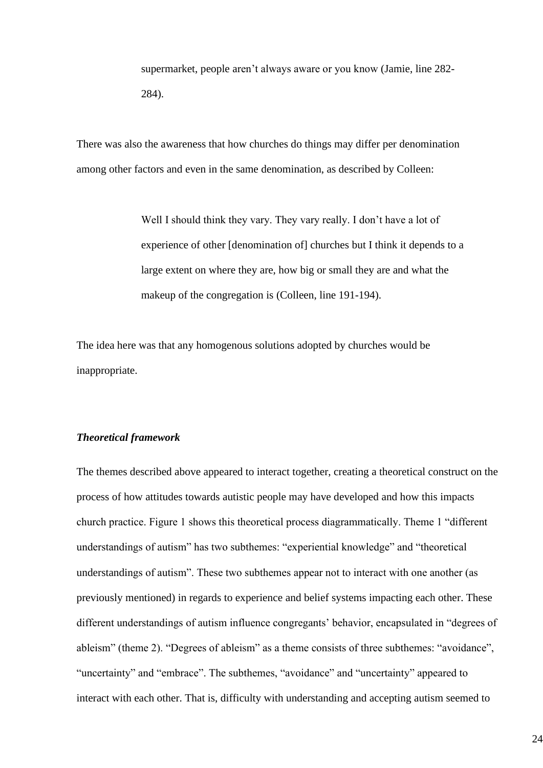> supermarket, people aren't always aware or you know (Jamie, line 282-284).

There was also the awareness that how churches do things may differ per denomination among other factors and even in the same denomination, as described by Colleen:

> Well I should think they vary. They vary really. I don't have a lot of experience of other [denomination of] churches but I think it depends to a large extent on where they are, how big or small they are and what the makeup of the congregation is (Colleen, line 191-194).

The idea here was that any homogenous solutions adopted by churches would be inappropriate.

### *Theoretical framework*

The themes described above appeared to interact together, creating a theoretical construct on the process of how attitudes towards autistic people may have developed and how this impacts church practice. Figure 1 shows this theoretical process diagrammatically. Theme 1 "different understandings of autism" has two subthemes: "experiential knowledge" and "theoretical understandings of autism". These two subthemes appear not to interact with one another (as previously mentioned) in regards to experience and belief systems impacting each other. These different understandings of autism influence congregants' behavior, encapsulated in "degrees of ableism" (theme 2). "Degrees of ableism" as a theme consists of three subthemes: "avoidance", "uncertainty" and "embrace". The subthemes, "avoidance" and "uncertainty" appeared to interact with each other. That is, difficulty with understanding and accepting autism seemed to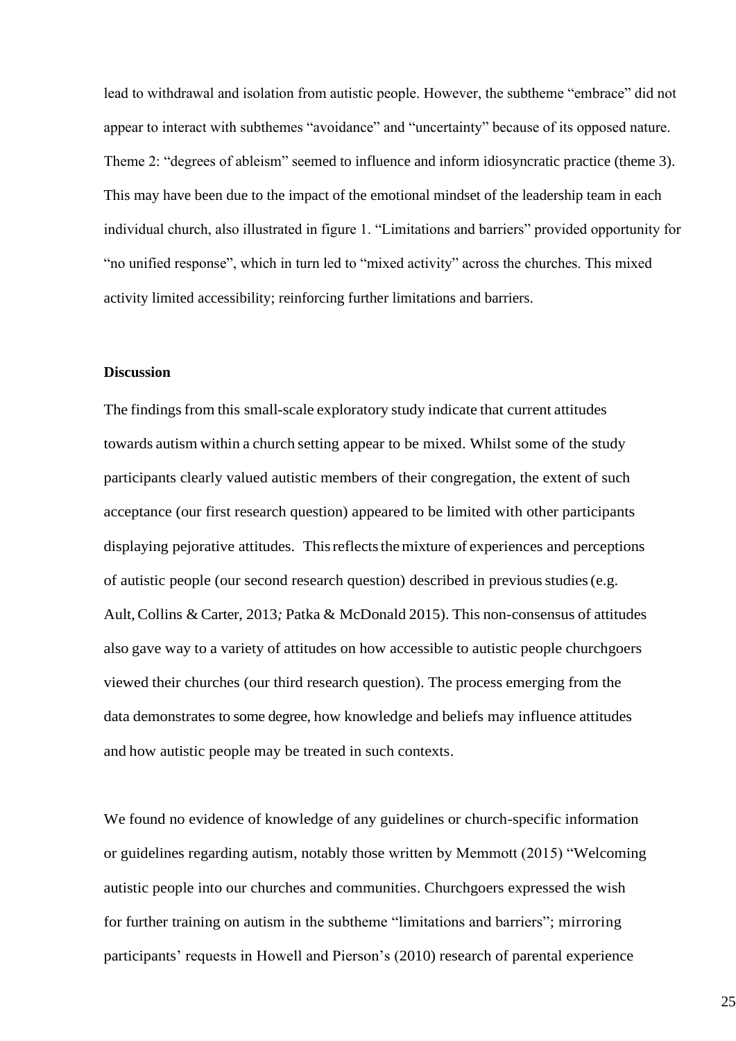lead to withdrawal and isolation from autistic people. However, the subtheme "embrace" did not appear to interact with subthemes "avoidance" and "uncertainty" because of its opposed nature. Theme 2: "degrees of ableism" seemed to influence and inform idiosyncratic practice (theme 3). This may have been due to the impact of the emotional mindset of the leadership team in each individual church, also illustrated in figure 1. "Limitations and barriers" provided opportunity for "no unified response", which in turn led to "mixed activity" across the churches. This mixed activity limited accessibility; reinforcing further limitations and barriers.

**Discussion**

The findings from this small-scale exploratory study indicate that current attitudes towards autism within a church setting appear to be mixed. Whilst some of the study participants clearly valued autistic members of their congregation, the extent of such acceptance (our first research question) appeared to be limited with other participants displaying pejorative attitudes. This reflects the mixture of experiences and perceptions of autistic people (our second research question) described in previous studies (e.g. Ault, Collins & Carter, 2013*;* Patka & McDonald 2015). This non-consensus of attitudes also gave way to a variety of attitudes on how accessible to autistic people churchgoers viewed their churches (our third research question). The process emerging from the data demonstrates to some degree, how knowledge and beliefs may influence attitudes and how autistic people may be treated in such contexts.

We found no evidence of knowledge of any guidelines or church-specific information or guidelines regarding autism, notably those written by Memmott (2015) "Welcoming autistic people into our churches and communities. Churchgoers expressed the wish for further training on autism in the subtheme "limitations and barriers"; mirroring participants' requests in Howell and Pierson's (2010) research of parental experience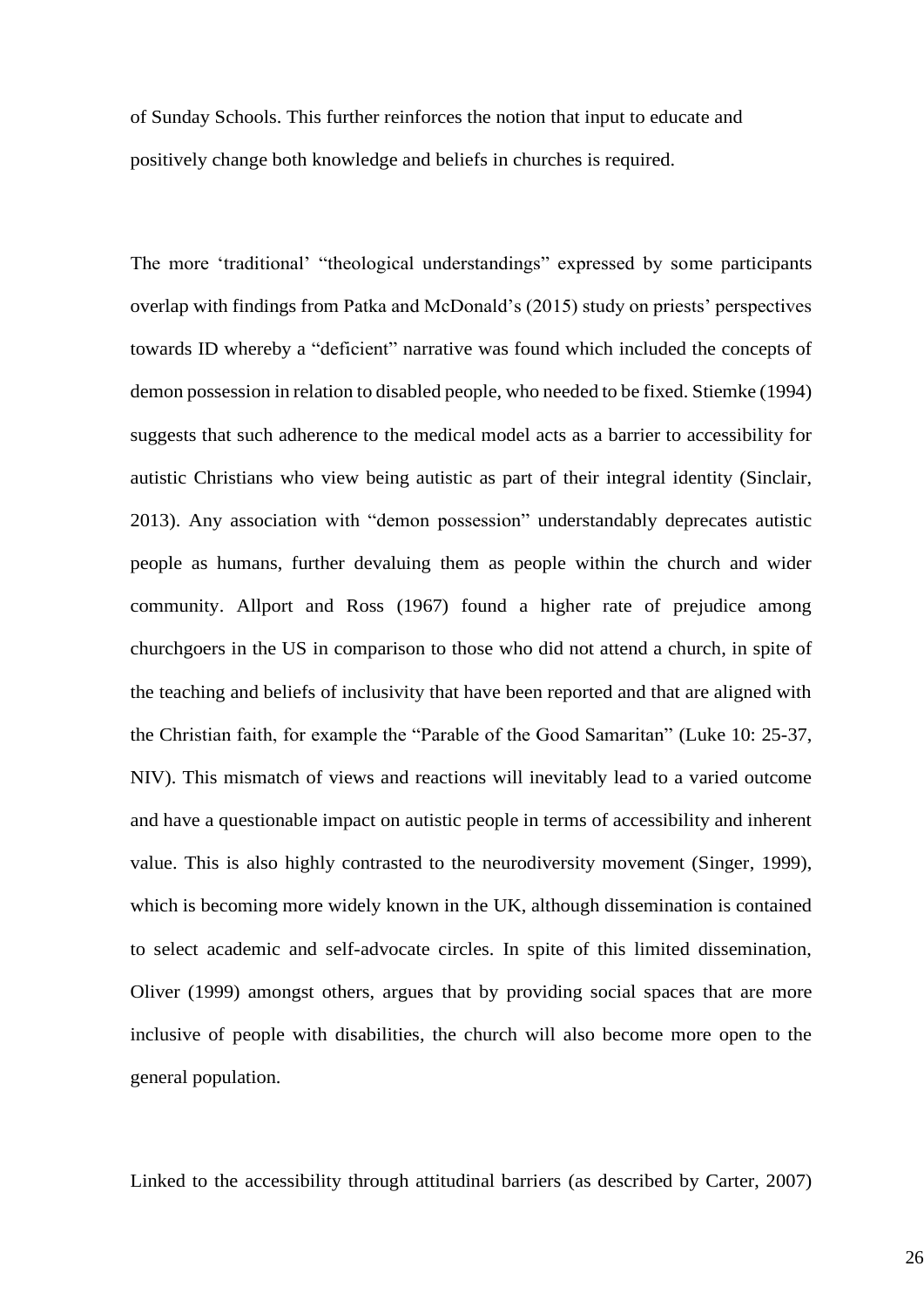of Sunday Schools. This further reinforces the notion that input to educate and positively change both knowledge and beliefs in churches is required.

The more 'traditional' "theological understandings" expressed by some participants overlap with findings from Patka and McDonald's (2015) study on priests' perspectives towards ID whereby a "deficient" narrative was found which included the concepts of demon possession in relation to disabled people, who needed to be fixed. Stiemke (1994) suggests that such adherence to the medical model acts as a barrier to accessibility for autistic Christians who view being autistic as part of their integral identity (Sinclair, 2013). Any association with "demon possession" understandably deprecates autistic people as humans, further devaluing them as people within the church and wider community. Allport and Ross (1967) found a higher rate of prejudice among churchgoers in the US in comparison to those who did not attend a church, in spite of the teaching and beliefs of inclusivity that have been reported and that are aligned with the Christian faith, for example the "Parable of the Good Samaritan" (Luke 10: 25-37, NIV). This mismatch of views and reactions will inevitably lead to a varied outcome and have a questionable impact on autistic people in terms of accessibility and inherent value. This is also highly contrasted to the neurodiversity movement (Singer, 1999), which is becoming more widely known in the UK, although dissemination is contained to select academic and self-advocate circles. In spite of this limited dissemination, Oliver (1999) amongst others, argues that by providing social spaces that are more inclusive of people with disabilities, the church will also become more open to the general population.

Linked to the accessibility through attitudinal barriers (as described by Carter, 2007)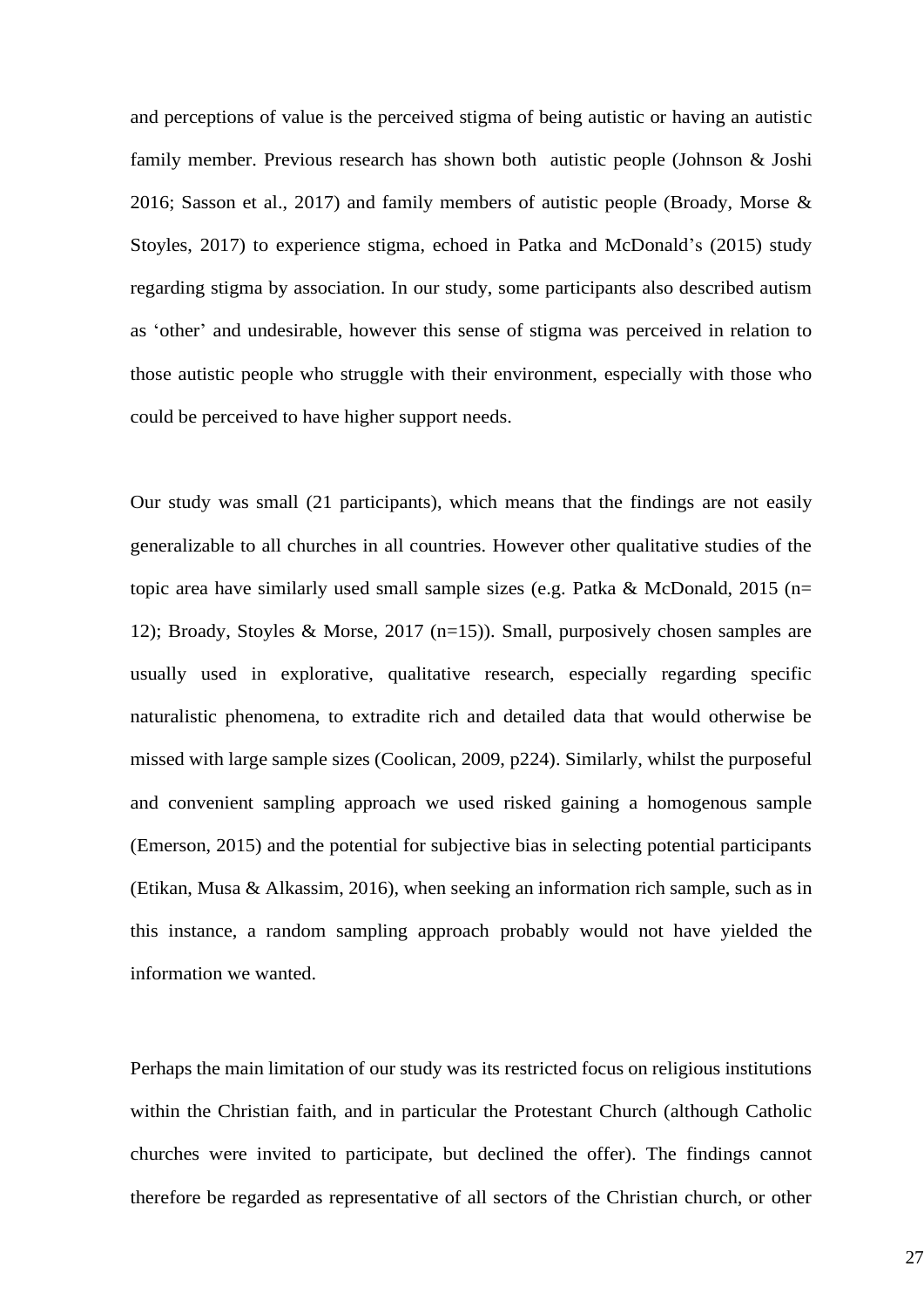and perceptions of value is the perceived stigma of being autistic or having an autistic family member. Previous research has shown both autistic people (Johnson & Joshi 2016; Sasson et al., 2017) and family members of autistic people (Broady, Morse & Stoyles, 2017) to experience stigma, echoed in Patka and McDonald's (2015) study regarding stigma by association. In our study, some participants also described autism as 'other' and undesirable, however this sense of stigma was perceived in relation to those autistic people who struggle with their environment, especially with those who could be perceived to have higher support needs.

Our study was small (21 participants), which means that the findings are not easily generalizable to all churches in all countries. However other qualitative studies of the topic area have similarly used small sample sizes (e.g. Patka & McDonald, 2015 (n= 12); Broady, Stoyles & Morse, 2017 (n=15)). Small, purposively chosen samples are usually used in explorative, qualitative research, especially regarding specific naturalistic phenomena, to extradite rich and detailed data that would otherwise be missed with large sample sizes (Coolican, 2009, p224). Similarly, whilst the purposeful and convenient sampling approach we used risked gaining a homogenous sample (Emerson, 2015) and the potential for subjective bias in selecting potential participants (Etikan, Musa & Alkassim, 2016), when seeking an information rich sample, such as in this instance, a random sampling approach probably would not have yielded the information we wanted.

Perhaps the main limitation of our study was its restricted focus on religious institutions within the Christian faith, and in particular the Protestant Church (although Catholic churches were invited to participate, but declined the offer). The findings cannot therefore be regarded as representative of all sectors of the Christian church, or other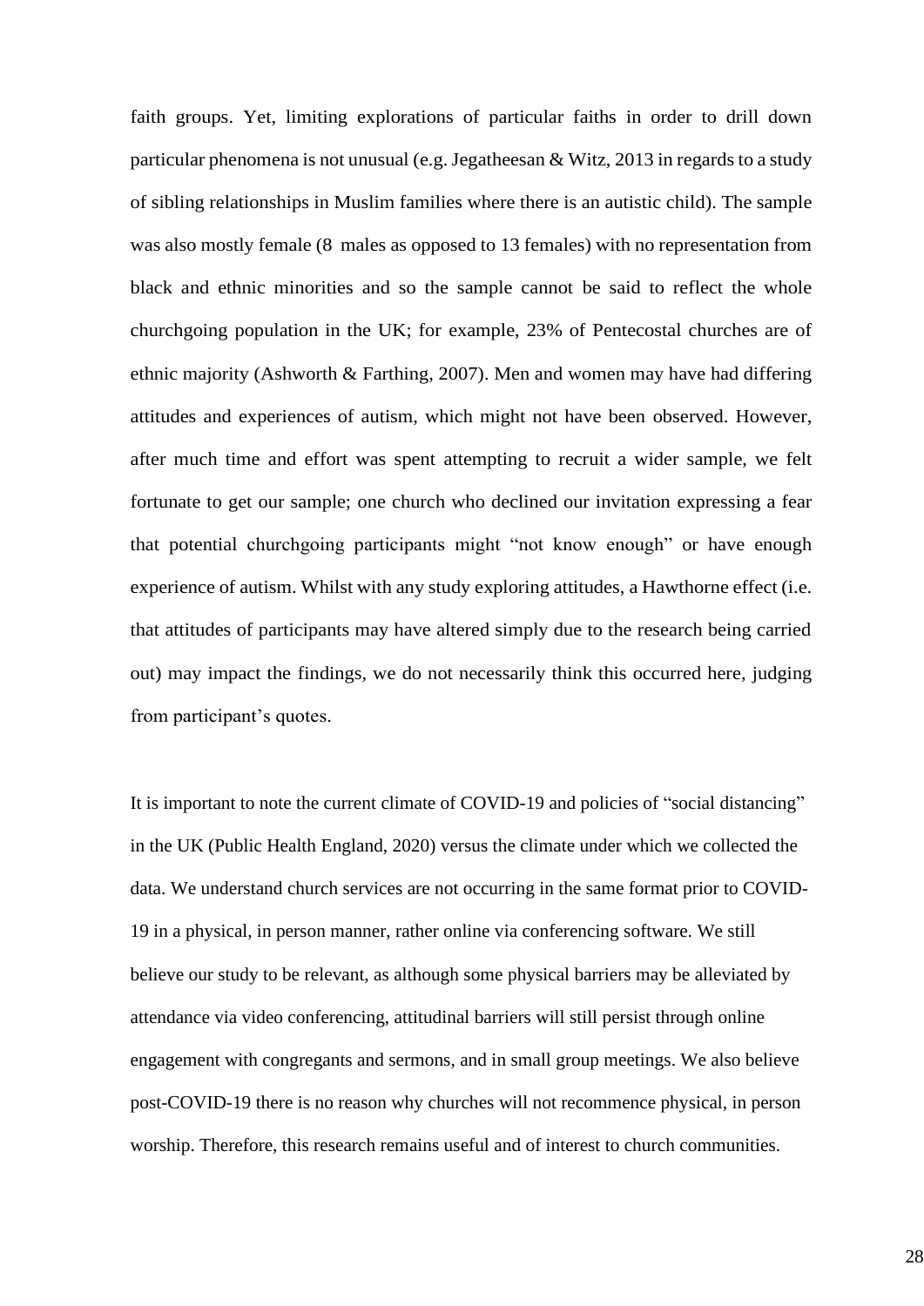faith groups. Yet, limiting explorations of particular faiths in order to drill down particular phenomena is not unusual (e.g. Jegatheesan & Witz, 2013 in regards to a study of sibling relationships in Muslim families where there is an autistic child). The sample was also mostly female (8 males as opposed to 13 females) with no representation from black and ethnic minorities and so the sample cannot be said to reflect the whole churchgoing population in the UK; for example, 23% of Pentecostal churches are of ethnic majority (Ashworth & Farthing, 2007). Men and women may have had differing attitudes and experiences of autism, which might not have been observed. However, after much time and effort was spent attempting to recruit a wider sample, we felt fortunate to get our sample; one church who declined our invitation expressing a fear that potential churchgoing participants might "not know enough" or have enough experience of autism. Whilst with any study exploring attitudes, a Hawthorne effect (i.e. that attitudes of participants may have altered simply due to the research being carried out) may impact the findings, we do not necessarily think this occurred here, judging from participant's quotes.

It is important to note the current climate of COVID-19 and policies of "social distancing" in the UK (Public Health England, 2020) versus the climate under which we collected the data. We understand church services are not occurring in the same format prior to COVID-19 in a physical, in person manner, rather online via conferencing software. We still believe our study to be relevant, as although some physical barriers may be alleviated by attendance via video conferencing, attitudinal barriers will still persist through online engagement with congregants and sermons, and in small group meetings. We also believe post-COVID-19 there is no reason why churches will not recommence physical, in person worship. Therefore, this research remains useful and of interest to church communities.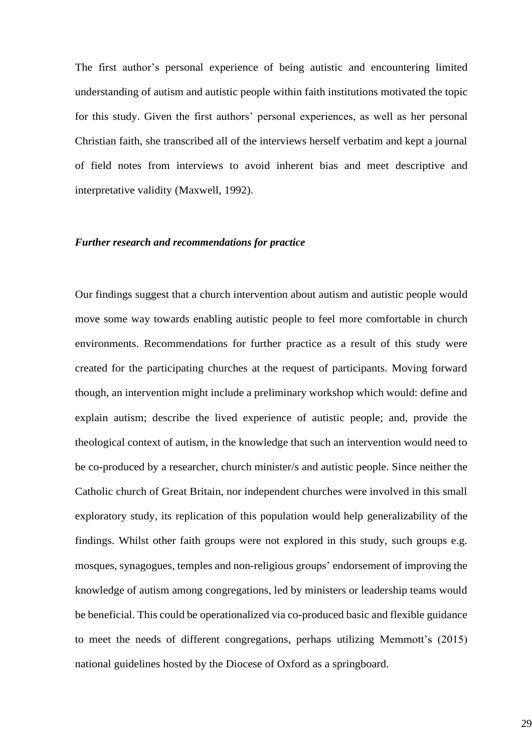The first author's personal experience of being autistic and encountering limited understanding of autism and autistic people within faith institutions motivated the topic for this study. Given the first authors' personal experiences, as well as her personal Christian faith, she transcribed all of the interviews herself verbatim and kept a journal of field notes from interviews to avoid inherent bias and meet descriptive and interpretative validity (Maxwell, 1992).

### *Further research and recommendations for practice*

Our findings suggest that a church intervention about autism and autistic people would move some way towards enabling autistic people to feel more comfortable in church environments. Recommendations for further practice as a result of this study were created for the participating churches at the request of participants. Moving forward though, an intervention might include a preliminary workshop which would: define and explain autism; describe the lived experience of autistic people; and, provide the theological context of autism, in the knowledge that such an intervention would need to be co-produced by a researcher, church minister/s and autistic people. Since neither the Catholic church of Great Britain, nor independent churches were involved in this small exploratory study, its replication of this population would help generalizability of the findings. Whilst other faith groups were not explored in this study, such groups e.g. mosques, synagogues, temples and non-religious groups' endorsement of improving the knowledge of autism among congregations, led by ministers or leadership teams would be beneficial. This could be operationalized via co-produced basic and flexible guidance to meet the needs of different congregations, perhaps utilizing Memmott's (2015) national guidelines hosted by the Diocese of Oxford as a springboard.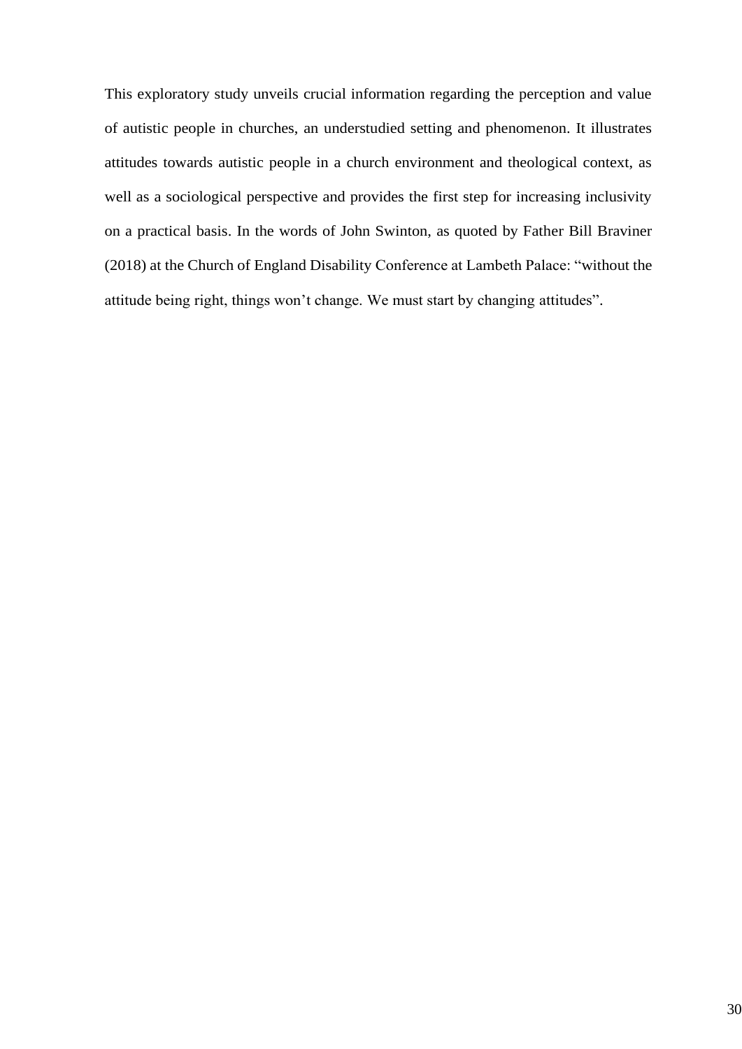This exploratory study unveils crucial information regarding the perception and value of autistic people in churches, an understudied setting and phenomenon. It illustrates attitudes towards autistic people in a church environment and theological context, as well as a sociological perspective and provides the first step for increasing inclusivity on a practical basis. In the words of John Swinton, as quoted by Father Bill Braviner (2018) at the Church of England Disability Conference at Lambeth Palace: "without the attitude being right, things won't change. We must start by changing attitudes".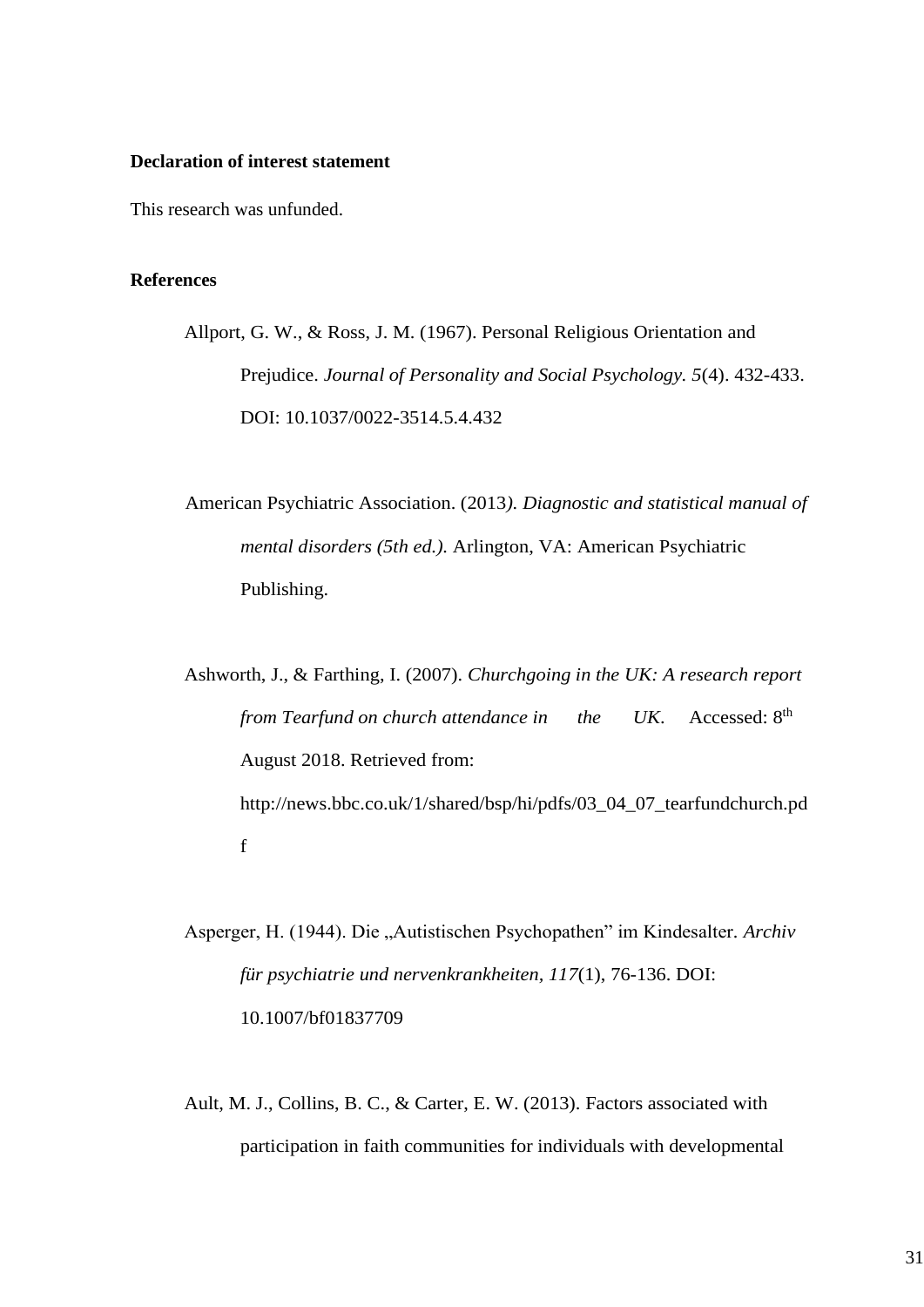**Declaration of interest statement**

This research was unfunded.

**References**

Allport, G. W., & Ross, J. M. (1967). Personal Religious Orientation and Prejudice. *Journal of Personality and Social Psychology. 5*(4). 432-433. DOI: 10.1037/0022-3514.5.4.432

American Psychiatric Association. (2013*). Diagnostic and statistical manual of mental disorders (5th ed.).* Arlington, VA: American Psychiatric Publishing.

Ashworth, J., & Farthing, I. (2007). *Churchgoing in the UK: A research report from Tearfund on church attendance in the UK*. Accessed: 8th August 2018. Retrieved from: http://news.bbc.co.uk/1/shared/bsp/hi/pdfs/03_04_07_tearfundchurch.pdf

Asperger, H. (1944). Die „Autistischen Psychopathen" im Kindesalter. *Archiv für psychiatrie und nervenkrankheiten, 117*(1), 76-136. DOI: 10.1007/bf01837709

Ault, M. J., Collins, B. C., & Carter, E. W. (2013). Factors associated with participation in faith communities for individuals with developmental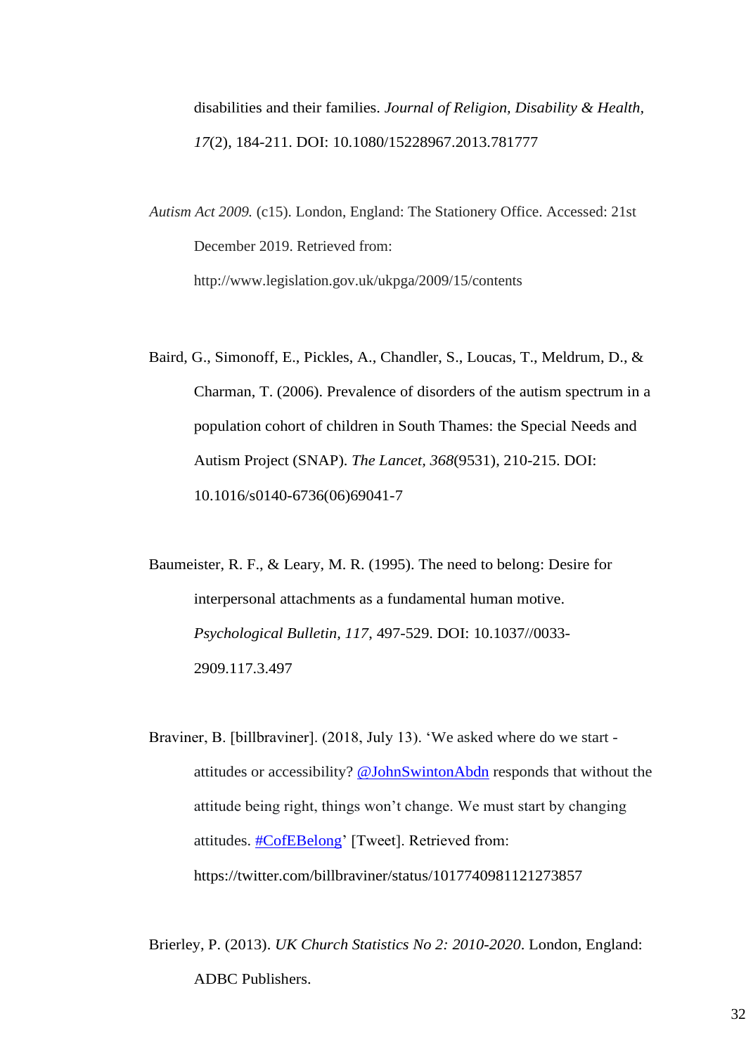disabilities and their families. *Journal of Religion, Disability & Health, 17*(2), 184-211. DOI: 10.1080/15228967.2013.781777

*Autism Act 2009.* (c15). London, England: The Stationery Office. Accessed: 21st December 2019. Retrieved from: http://www.legislation.gov.uk/ukpga/2009/15/contents

Baird, G., Simonoff, E., Pickles, A., Chandler, S., Loucas, T., Meldrum, D., & Charman, T. (2006). Prevalence of disorders of the autism spectrum in a population cohort of children in South Thames: the Special Needs and Autism Project (SNAP). *The Lancet, 368*(9531), 210-215. DOI: 10.1016/s0140-6736(06)69041-7

Baumeister, R. F., & Leary, M. R. (1995). The need to belong: Desire for interpersonal attachments as a fundamental human motive. *Psychological Bulletin, 117*, 497-529. DOI: 10.1037//0033-2909.117.3.497

Braviner, B. [billbraviner]. (2018, July 13). 'We asked where do we start - attitudes or accessibility? @JohnSwintonAbdn responds that without the attitude being right, things won't change. We must start by changing attitudes. #CofEBelong' [Tweet]. Retrieved from: https://twitter.com/billbraviner/status/1017740981121273857

Brierley, P. (2013). *UK Church Statistics No 2: 2010-2020*. London, England: ADBC Publishers.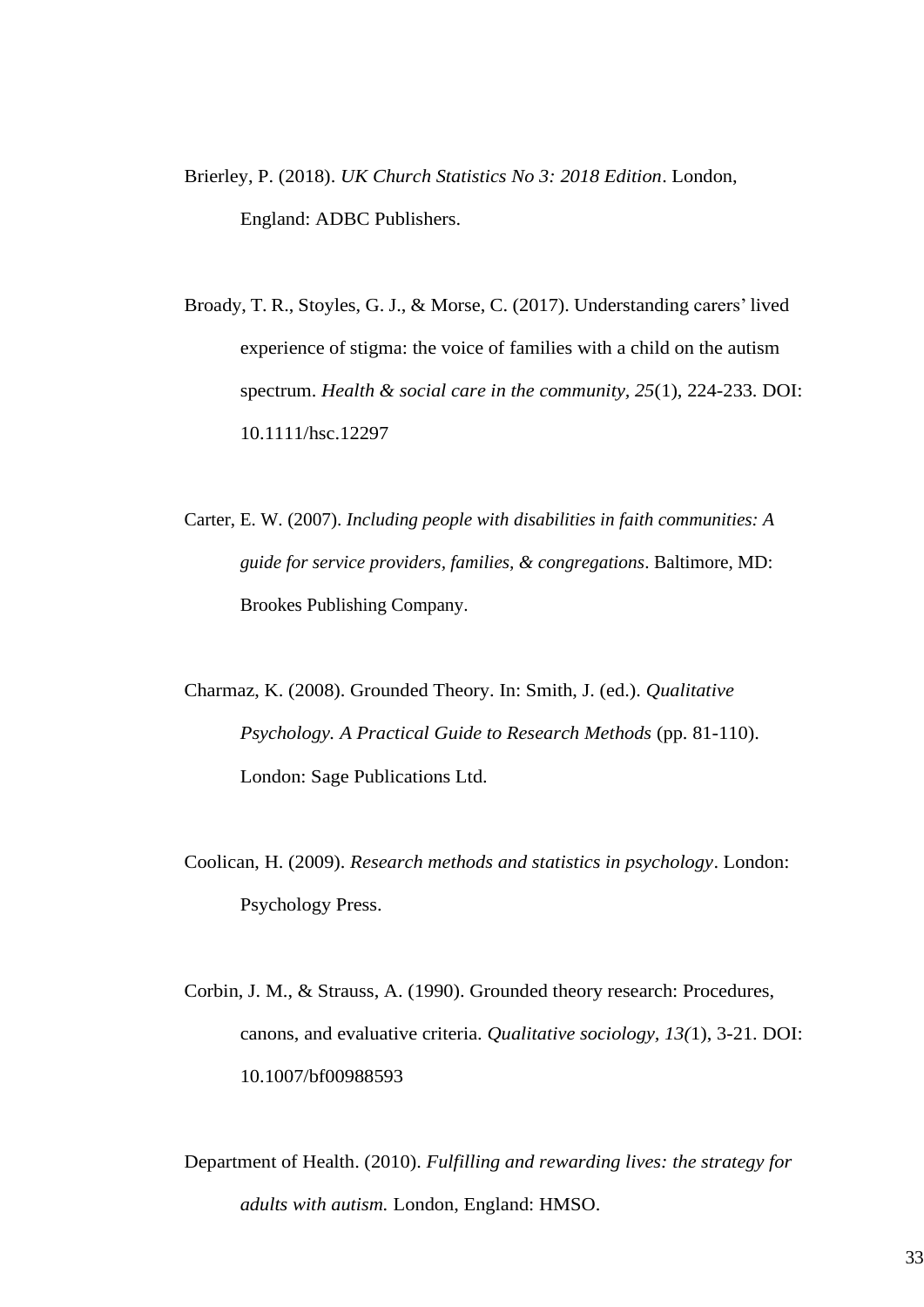Brierley, P. (2018). *UK Church Statistics No 3: 2018 Edition*. London, England: ADBC Publishers.

Broady, T. R., Stoyles, G. J., & Morse, C. (2017). Understanding carers' lived experience of stigma: the voice of families with a child on the autism spectrum. *Health & social care in the community, 25*(1), 224-233. DOI: 10.1111/hsc.12297

Carter, E. W. (2007). *Including people with disabilities in faith communities: A guide for service providers, families, & congregations*. Baltimore, MD: Brookes Publishing Company.

Charmaz, K. (2008). Grounded Theory. In: Smith, J. (ed.). *Qualitative Psychology. A Practical Guide to Research Methods* (pp. 81-110). London: Sage Publications Ltd.

Coolican, H. (2009). *Research methods and statistics in psychology*. London: Psychology Press.

Corbin, J. M., & Strauss, A. (1990). Grounded theory research: Procedures, canons, and evaluative criteria. *Qualitative sociology, 13(*1), 3-21. DOI: 10.1007/bf00988593

Department of Health. (2010). *Fulfilling and rewarding lives: the strategy for adults with autism.* London, England: HMSO.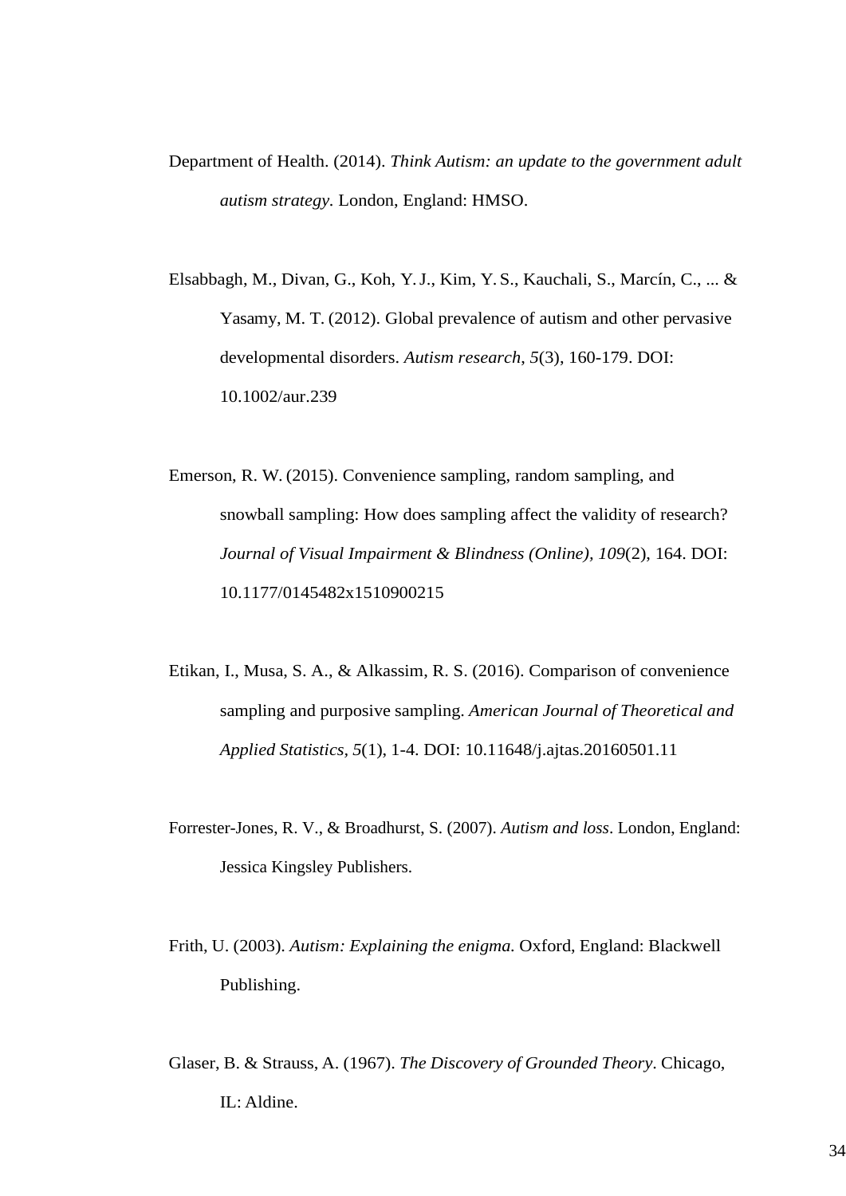Department of Health. (2014). *Think Autism: an update to the government adult autism strategy*. London, England: HMSO.

Elsabbagh, M., Divan, G., Koh, Y. J., Kim, Y. S., Kauchali, S., Marcín, C., ... & Yasamy, M. T. (2012). Global prevalence of autism and other pervasive developmental disorders. *Autism research*, *5*(3), 160-179. DOI: 10.1002/aur.239

Emerson, R. W. (2015). Convenience sampling, random sampling, and snowball sampling: How does sampling affect the validity of research? *Journal of Visual Impairment & Blindness (Online)*, *109*(2), 164. DOI: 10.1177/0145482x1510900215

Etikan, I., Musa, S. A., & Alkassim, R. S. (2016). Comparison of convenience sampling and purposive sampling. *American Journal of Theoretical and Applied Statistics*, *5*(1), 1-4. DOI: 10.11648/j.ajtas.20160501.11

Forrester-Jones, R. V., & Broadhurst, S. (2007). *Autism and loss*. London, England: Jessica Kingsley Publishers.

Frith, U. (2003). *Autism: Explaining the enigma*. Oxford, England: Blackwell Publishing.

Glaser, B. & Strauss, A. (1967). *The Discovery of Grounded Theory*. Chicago, IL: Aldine.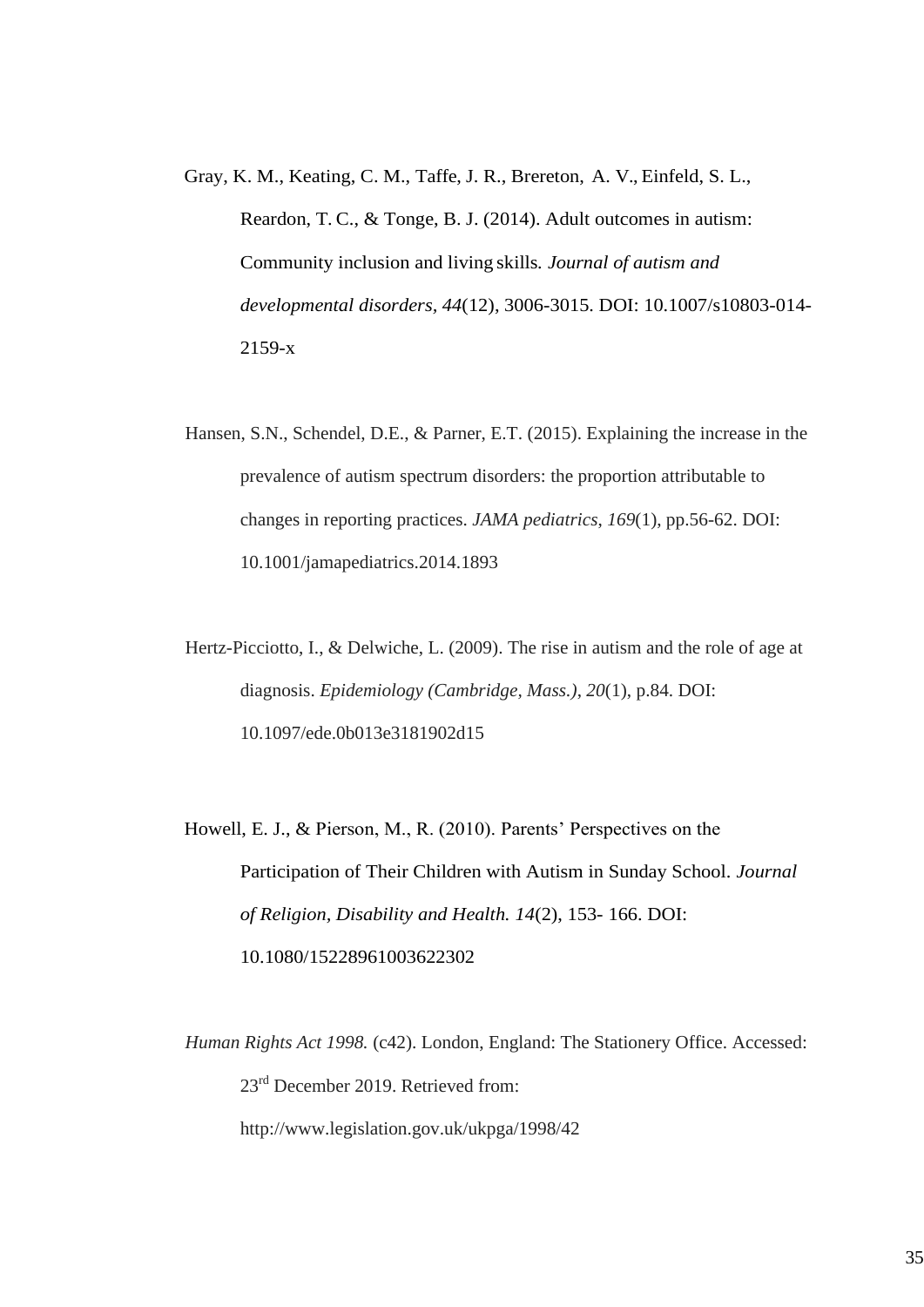Gray, K. M., Keating, C. M., Taffe, J. R., Brereton, A. V., Einfeld, S. L., Reardon, T. C., & Tonge, B. J. (2014). Adult outcomes in autism: Community inclusion and living skills. *Journal of autism and developmental disorders, 44*(12), 3006-3015. DOI: 10.1007/s10803-014-2159-x

Hansen, S.N., Schendel, D.E., & Parner, E.T. (2015). Explaining the increase in the prevalence of autism spectrum disorders: the proportion attributable to changes in reporting practices. *JAMA pediatrics*, *169*(1), pp.56-62. DOI: 10.1001/jamapediatrics.2014.1893

Hertz-Picciotto, I., & Delwiche, L. (2009). The rise in autism and the role of age at diagnosis. *Epidemiology (Cambridge, Mass.)*, *20*(1), p.84. DOI: 10.1097/ede.0b013e3181902d15

Howell, E. J., & Pierson, M., R. (2010). Parents' Perspectives on the Participation of Their Children with Autism in Sunday School. *Journal of Religion, Disability and Health. 14*(2), 153- 166. DOI: 10.1080/15228961003622302

*Human Rights Act 1998.* (c42). London, England: The Stationery Office. Accessed: 23rd December 2019. Retrieved from: http://www.legislation.gov.uk/ukpga/1998/42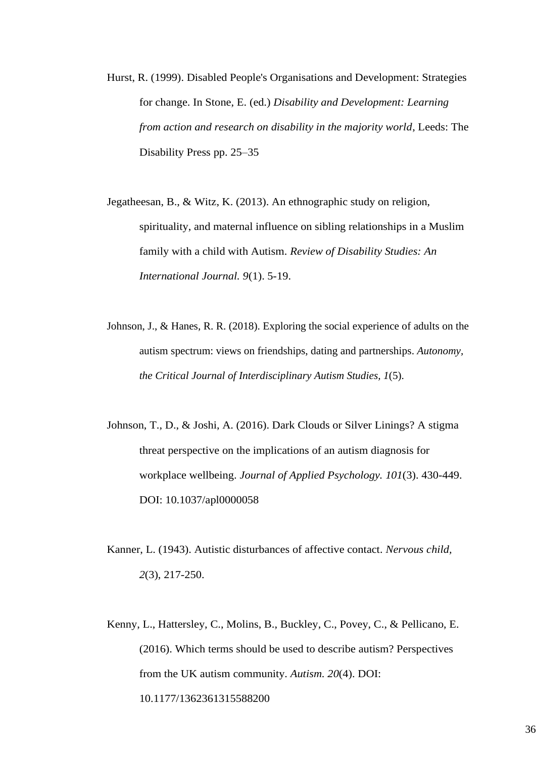Hurst, R. (1999). Disabled People's Organisations and Development: Strategies for change. In Stone, E. (ed.) *Disability and Development: Learning from action and research on disability in the majority world*, Leeds: The Disability Press pp. 25–35

Jegatheesan, B., & Witz, K. (2013). An ethnographic study on religion, spirituality, and maternal influence on sibling relationships in a Muslim family with a child with Autism. *Review of Disability Studies: An International Journal. 9*(1). 5-19.

Johnson, J., & Hanes, R. R. (2018). Exploring the social experience of adults on the autism spectrum: views on friendships, dating and partnerships. *Autonomy, the Critical Journal of Interdisciplinary Autism Studies, 1*(5).

Johnson, T., D., & Joshi, A. (2016). Dark Clouds or Silver Linings? A stigma threat perspective on the implications of an autism diagnosis for workplace wellbeing. *Journal of Applied Psychology. 101*(3). 430-449. DOI: 10.1037/apl0000058

Kanner, L. (1943). Autistic disturbances of affective contact. *Nervous child, 2*(3), 217-250.

Kenny, L., Hattersley, C., Molins, B., Buckley, C., Povey, C., & Pellicano, E. (2016). Which terms should be used to describe autism? Perspectives from the UK autism community. *Autism. 20*(4). DOI: 10.1177/1362361315588200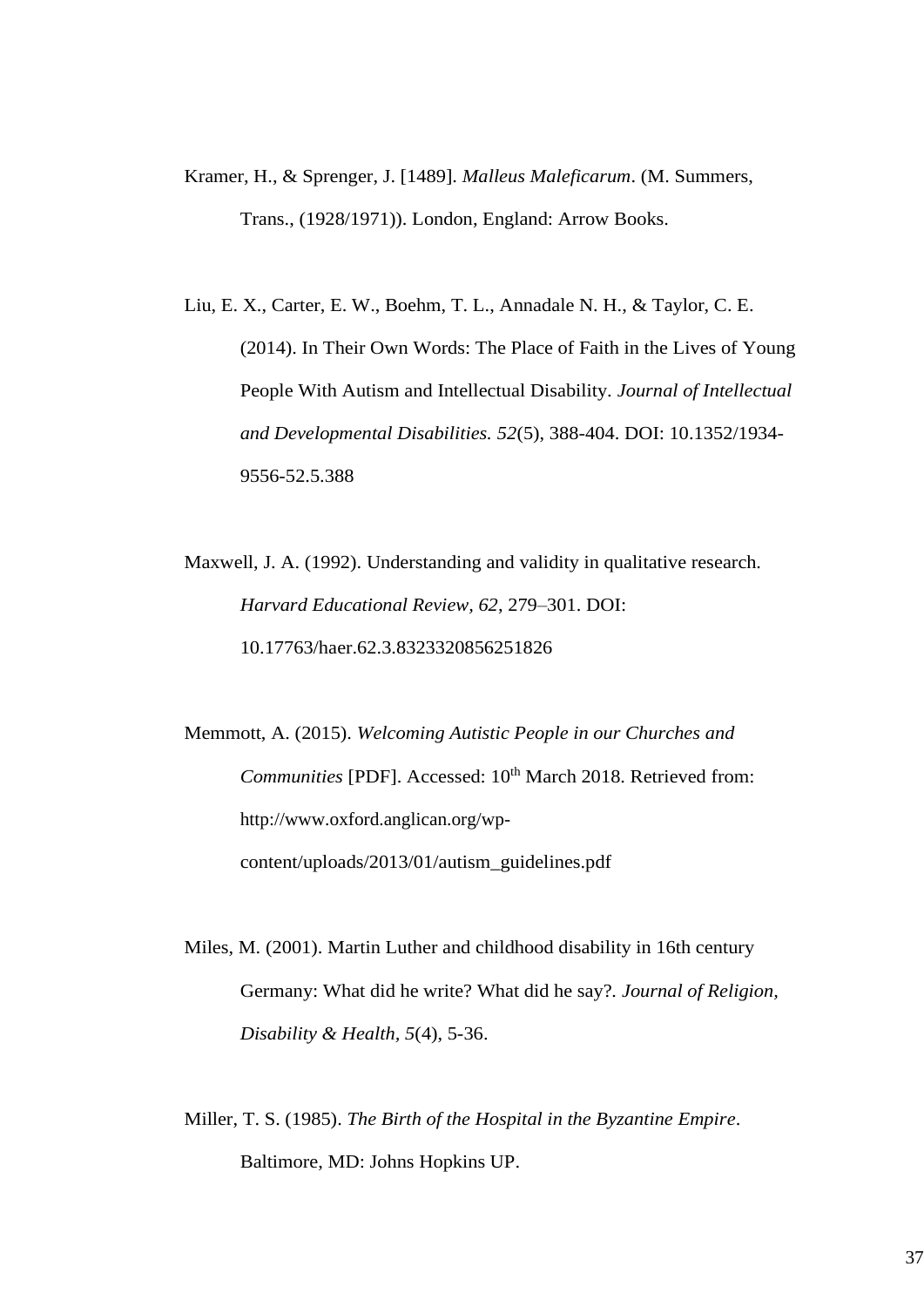Kramer, H., & Sprenger, J. [1489]. *Malleus Maleficarum*. (M. Summers, Trans., (1928/1971)). London, England: Arrow Books.

Liu, E. X., Carter, E. W., Boehm, T. L., Annadale N. H., & Taylor, C. E. (2014). In Their Own Words: The Place of Faith in the Lives of Young People With Autism and Intellectual Disability. *Journal of Intellectual and Developmental Disabilities. 52*(5), 388-404. DOI: 10.1352/1934-9556-52.5.388

Maxwell, J. A. (1992). Understanding and validity in qualitative research. *Harvard Educational Review, 62*, 279–301. DOI: 10.17763/haer.62.3.8323320856251826

Memmott, A. (2015). *Welcoming Autistic People in our Churches and Communities* [PDF]. Accessed: 10th March 2018. Retrieved from: http://www.oxford.anglican.org/wp-content/uploads/2013/01/autism_guidelines.pdf

Miles, M. (2001). Martin Luther and childhood disability in 16th century Germany: What did he write? What did he say?. *Journal of Religion, Disability & Health, 5*(4), 5-36.

Miller, T. S. (1985). *The Birth of the Hospital in the Byzantine Empire*. Baltimore, MD: Johns Hopkins UP.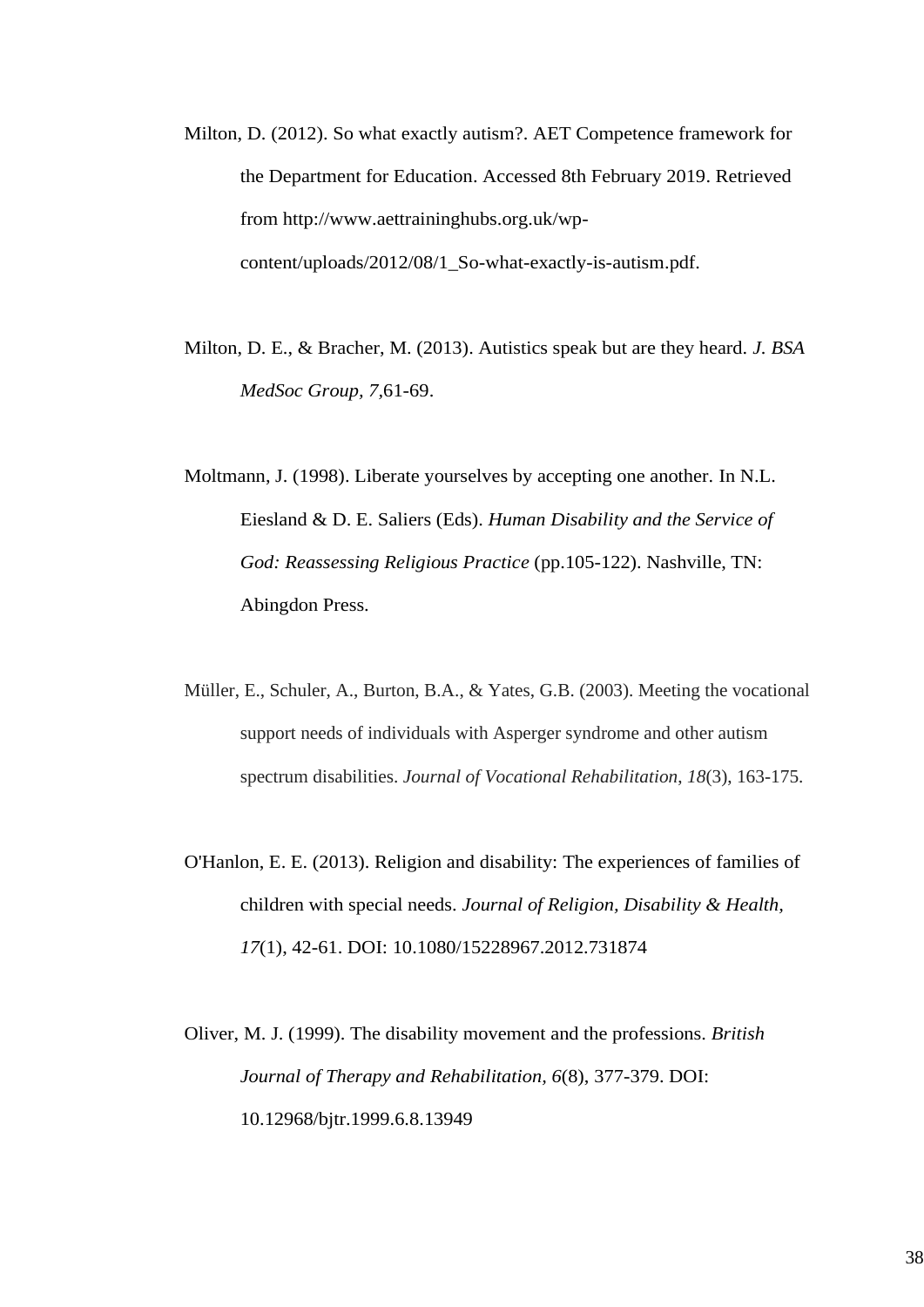Milton, D. (2012). So what exactly autism?. AET Competence framework for the Department for Education. Accessed 8th February 2019. Retrieved from http://www.aettraininghubs.org.uk/wp-content/uploads/2012/08/1_So-what-exactly-is-autism.pdf.

Milton, D. E., & Bracher, M. (2013). Autistics speak but are they heard. *J. BSA MedSoc Group, 7*,61-69.

Moltmann, J. (1998). Liberate yourselves by accepting one another. In N.L. Eiesland & D. E. Saliers (Eds). *Human Disability and the Service of God: Reassessing Religious Practice* (pp.105-122). Nashville, TN: Abingdon Press.

Müller, E., Schuler, A., Burton, B.A., & Yates, G.B. (2003). Meeting the vocational support needs of individuals with Asperger syndrome and other autism spectrum disabilities. *Journal of Vocational Rehabilitation*, *18*(3), 163-175.

O'Hanlon, E. E. (2013). Religion and disability: The experiences of families of children with special needs. *Journal of Religion, Disability & Health, 17*(1), 42-61. DOI: 10.1080/15228967.2012.731874

Oliver, M. J. (1999). The disability movement and the professions. *British Journal of Therapy and Rehabilitation, 6*(8), 377-379. DOI: 10.12968/bjtr.1999.6.8.13949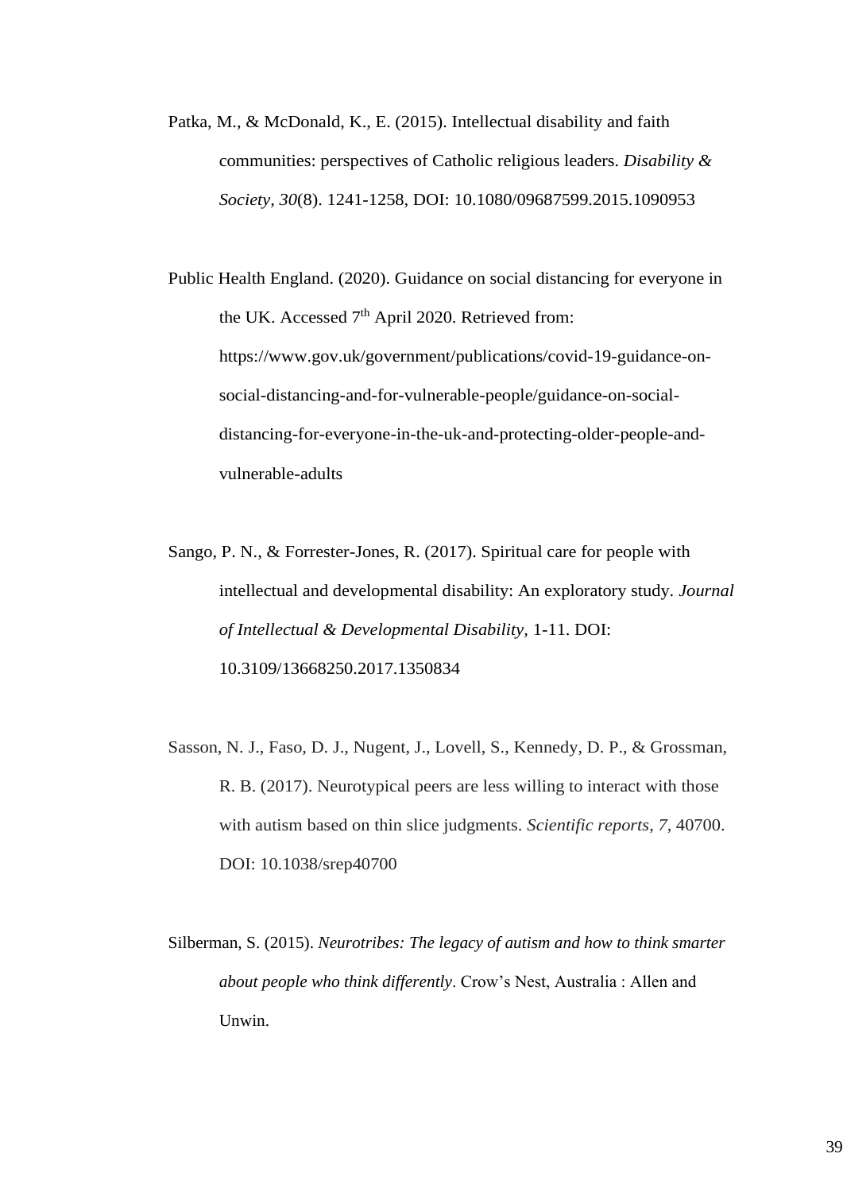Patka, M., & McDonald, K., E. (2015). Intellectual disability and faith communities: perspectives of Catholic religious leaders. *Disability & Society, 30*(8). 1241-1258, DOI: 10.1080/09687599.2015.1090953

Public Health England. (2020). Guidance on social distancing for everyone in the UK. Accessed 7th April 2020. Retrieved from: https://www.gov.uk/government/publications/covid-19-guidance-on-social-distancing-and-for-vulnerable-people/guidance-on-social-distancing-for-everyone-in-the-uk-and-protecting-older-people-and-vulnerable-adults

Sango, P. N., & Forrester-Jones, R. (2017). Spiritual care for people with intellectual and developmental disability: An exploratory study. *Journal of Intellectual & Developmental Disability,* 1-11. DOI: 10.3109/13668250.2017.1350834

Sasson, N. J., Faso, D. J., Nugent, J., Lovell, S., Kennedy, D. P., & Grossman, R. B. (2017). Neurotypical peers are less willing to interact with those with autism based on thin slice judgments. *Scientific reports*, *7*, 40700. DOI: 10.1038/srep40700

Silberman, S. (2015). *Neurotribes: The legacy of autism and how to think smarter about people who think differently*. Crow's Nest, Australia : Allen and Unwin.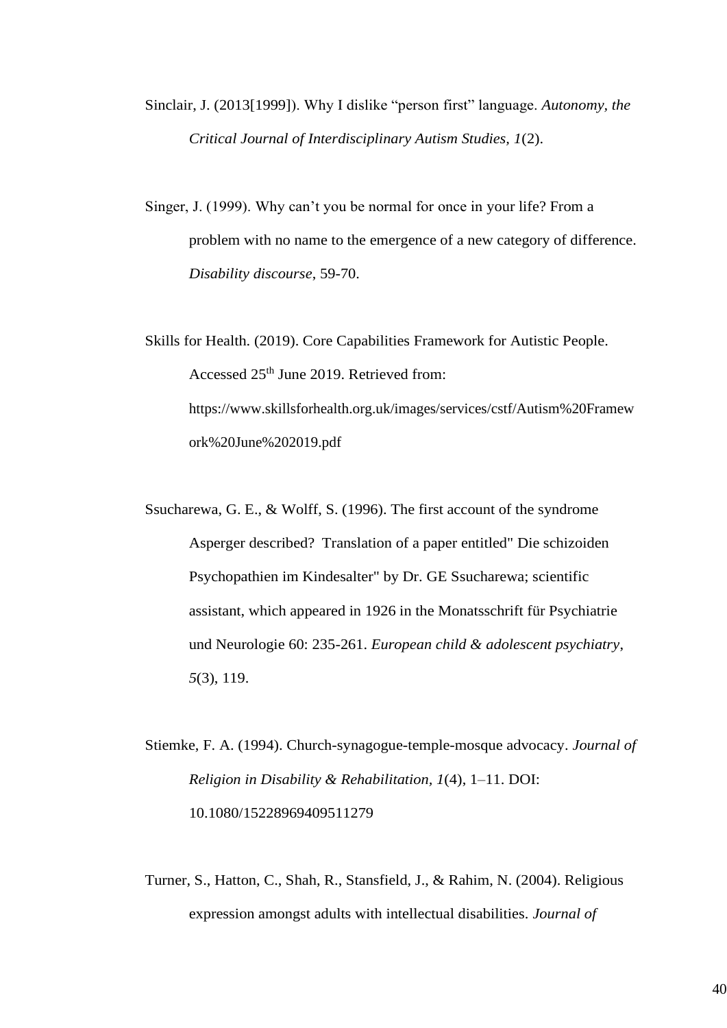Sinclair, J. (2013[1999]). Why I dislike “person first” language. *Autonomy, the Critical Journal of Interdisciplinary Autism Studies, 1*(2).

Singer, J. (1999). Why can’t you be normal for once in your life? From a problem with no name to the emergence of a new category of difference. *Disability discourse*, 59-70.

Skills for Health. (2019). Core Capabilities Framework for Autistic People. Accessed 25th June 2019. Retrieved from: https://www.skillsforhealth.org.uk/images/services/cstf/Autism%20Framework%20June%202019.pdf

Ssucharewa, G. E., & Wolff, S. (1996). The first account of the syndrome Asperger described? Translation of a paper entitled" Die schizoiden Psychopathien im Kindesalter" by Dr. GE Ssucharewa; scientific assistant, which appeared in 1926 in the Monatsschrift für Psychiatrie und Neurologie 60: 235-261. *European child & adolescent psychiatry*, *5*(3), 119.

Stiemke, F. A. (1994). Church-synagogue-temple-mosque advocacy. *Journal of Religion in Disability & Rehabilitation, 1*(4), 1–11. DOI: 10.1080/15228969409511279

Turner, S., Hatton, C., Shah, R., Stansfield, J., & Rahim, N. (2004). Religious expression amongst adults with intellectual disabilities. *Journal of*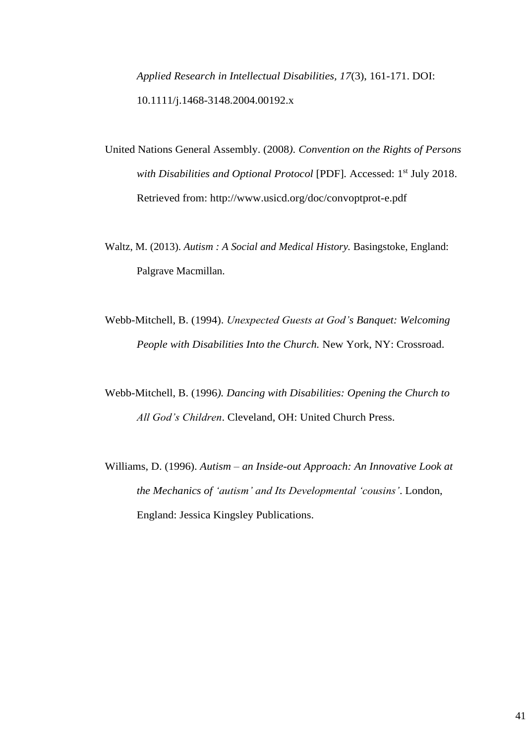*Applied Research in Intellectual Disabilities, 17*(3), 161-171. DOI: 10.1111/j.1468-3148.2004.00192.x

United Nations General Assembly. (2008*). Convention on the Rights of Persons with Disabilities and Optional Protocol* [PDF]. Accessed: 1st July 2018. Retrieved from: http://www.usicd.org/doc/convoptprot-e.pdf

Waltz, M. (2013). *Autism : A Social and Medical History.* Basingstoke, England: Palgrave Macmillan.

Webb-Mitchell, B. (1994). *Unexpected Guests at God's Banquet: Welcoming People with Disabilities Into the Church.* New York, NY: Crossroad.

Webb-Mitchell, B. (1996*). Dancing with Disabilities: Opening the Church to All God's Children*. Cleveland, OH: United Church Press.

Williams, D. (1996). *Autism – an Inside-out Approach: An Innovative Look at the Mechanics of 'autism' and Its Developmental 'cousins'*. London, England: Jessica Kingsley Publications.